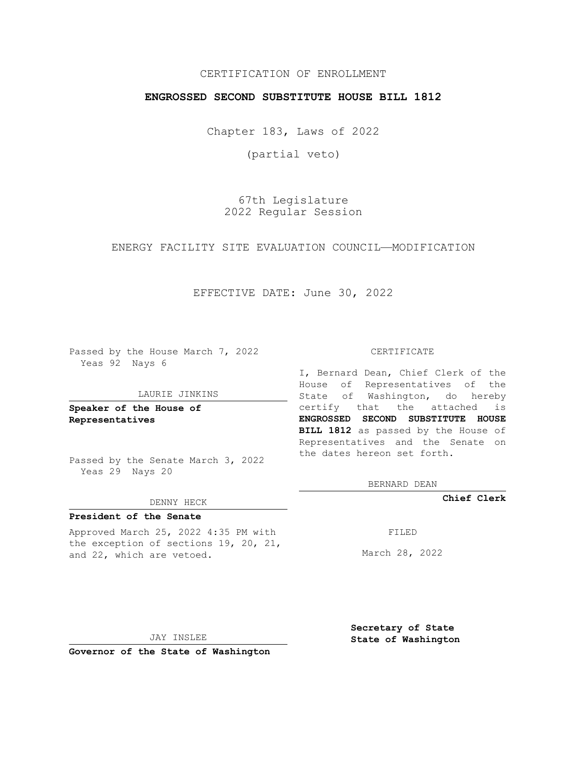CERTIFICATION OF ENROLLMENT

**ENGROSSED SECOND SUBSTITUTE HOUSE BILL 1812**

Chapter 183, Laws of 2022

(partial veto)

67th Legislature
2022 Regular Session

ENERGY FACILITY SITE EVALUATION COUNCIL—MODIFICATION

EFFECTIVE DATE: June 30, 2022

Passed by the House March 7, 2022
Yeas 92 Nays 6

LAURIE JINKINS

**Speaker of the House of Representatives**

Passed by the Senate March 3, 2022
Yeas 29 Nays 20

DENNY HECK

**President of the Senate**

Approved March 25, 2022 4:35 PM with the exception of sections 19, 20, 21, and 22, which are vetoed.

JAY INSLEE

**Governor of the State of Washington**

CERTIFICATE

I, Bernard Dean, Chief Clerk of the House of Representatives of the State of Washington, do hereby certify that the attached is **ENGROSSED SECOND SUBSTITUTE HOUSE BILL 1812** as passed by the House of Representatives and the Senate on the dates hereon set forth.

BERNARD DEAN

**Chief Clerk**

FILED

March 28, 2022

**Secretary of State State of Washington**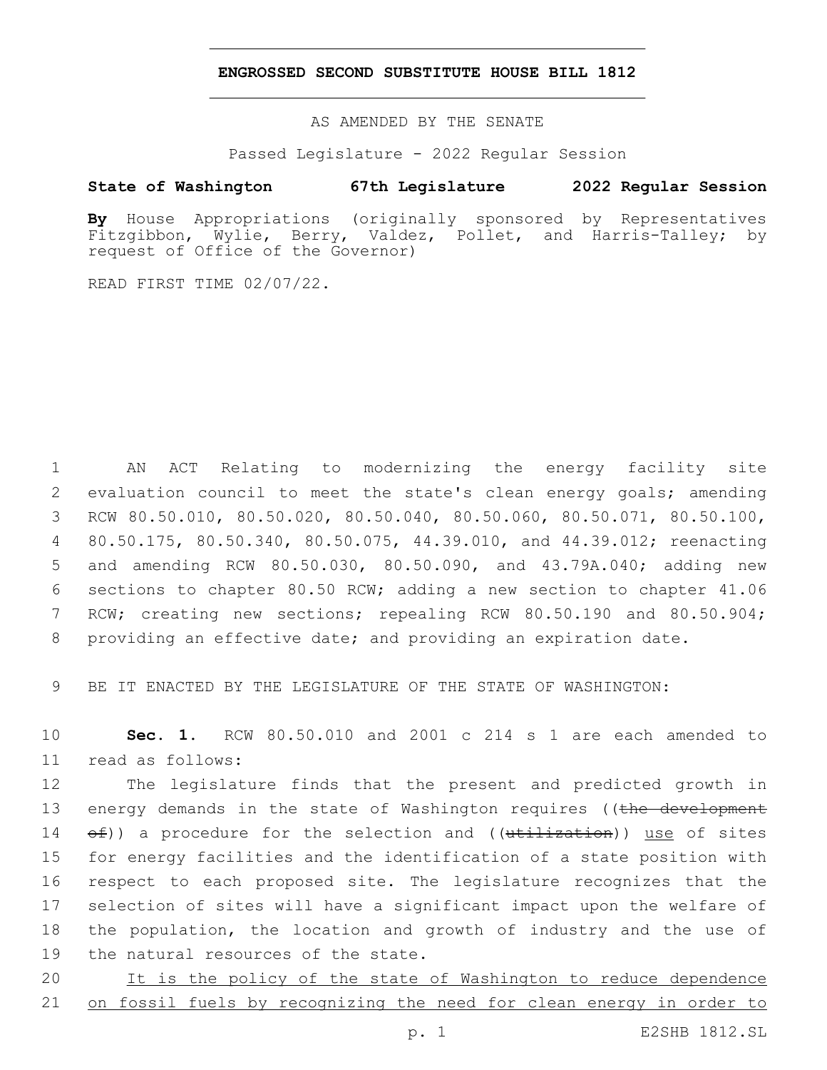# ENGROSSED SECOND SUBSTITUTE HOUSE BILL 1812

AS AMENDED BY THE SENATE

Passed Legislature - 2022 Regular Session

**State of Washington 67th Legislature 2022 Regular Session**

**By** House Appropriations (originally sponsored by Representatives Fitzgibbon, Wylie, Berry, Valdez, Pollet, and Harris-Talley; by request of Office of the Governor)

READ FIRST TIME 02/07/22.

AN ACT Relating to modernizing the energy facility site evaluation council to meet the state's clean energy goals; amending RCW 80.50.010, 80.50.020, 80.50.040, 80.50.060, 80.50.071, 80.50.100, 80.50.175, 80.50.340, 80.50.075, 44.39.010, and 44.39.012; reenacting and amending RCW 80.50.030, 80.50.090, and 43.79A.040; adding new sections to chapter 80.50 RCW; adding a new section to chapter 41.06 RCW; creating new sections; repealing RCW 80.50.190 and 80.50.904; providing an effective date; and providing an expiration date.

BE IT ENACTED BY THE LEGISLATURE OF THE STATE OF WASHINGTON:

**Sec. 1.** RCW 80.50.010 and 2001 c 214 s 1 are each amended to read as follows:

The legislature finds that the present and predicted growth in energy demands in the state of Washington requires ((~~the development of~~)) a procedure for the selection and ((~~utilization~~)) <u>use</u> of sites for energy facilities and the identification of a state position with respect to each proposed site. The legislature recognizes that the selection of sites will have a significant impact upon the welfare of the population, the location and growth of industry and the use of the natural resources of the state.

<u>It is the policy of the state of Washington to reduce dependence on fossil fuels by recognizing the need for clean energy in order to</u>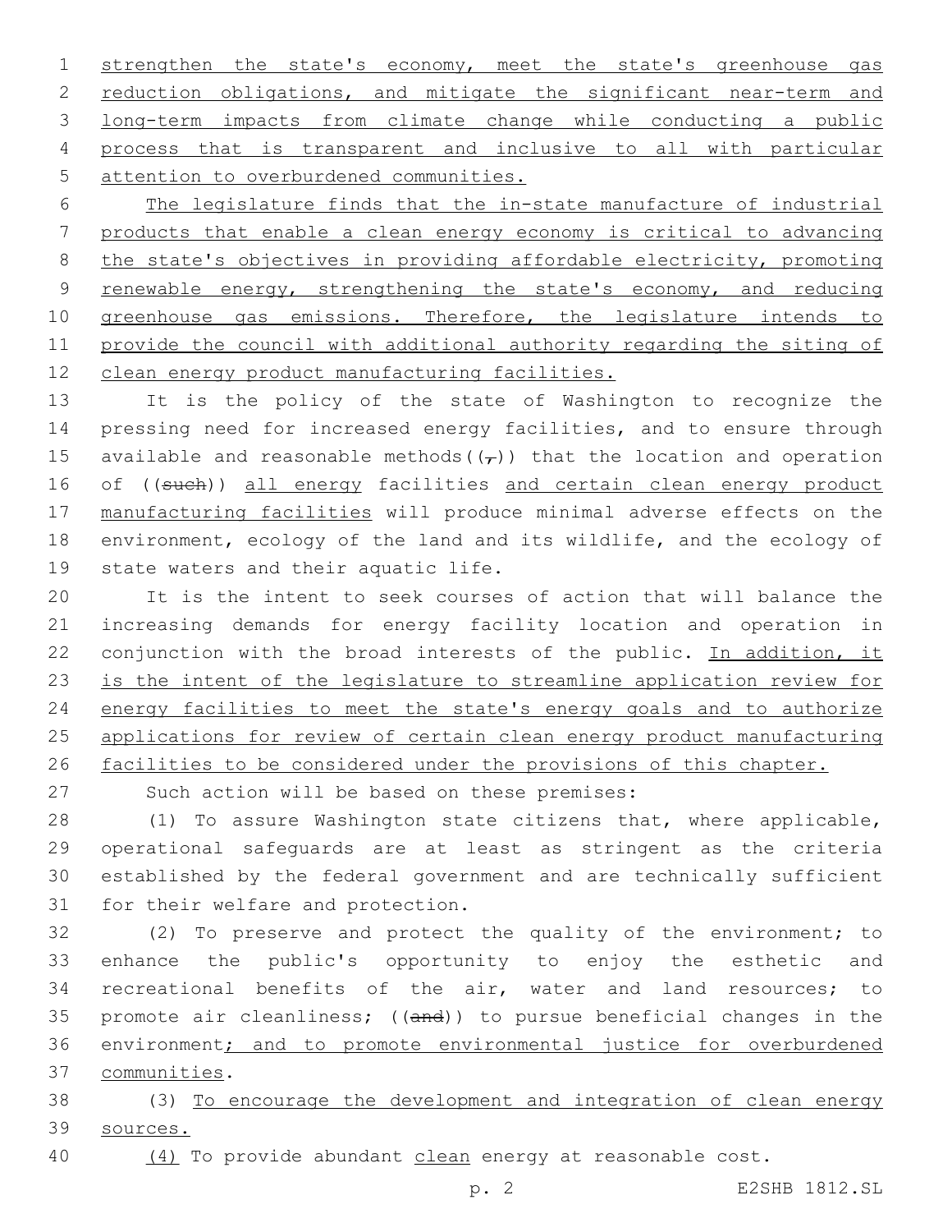strengthen the state's economy, meet the state's greenhouse gas reduction obligations, and mitigate the significant near-term and long-term impacts from climate change while conducting a public process that is transparent and inclusive to all with particular attention to overburdened communities.

The legislature finds that the in-state manufacture of industrial products that enable a clean energy economy is critical to advancing the state's objectives in providing affordable electricity, promoting renewable energy, strengthening the state's economy, and reducing greenhouse gas emissions. Therefore, the legislature intends to provide the council with additional authority regarding the siting of clean energy product manufacturing facilities.

It is the policy of the state of Washington to recognize the pressing need for increased energy facilities, and to ensure through available and reasonable methods((,)) that the location and operation of ((such)) all energy facilities and certain clean energy product manufacturing facilities will produce minimal adverse effects on the environment, ecology of the land and its wildlife, and the ecology of state waters and their aquatic life.

It is the intent to seek courses of action that will balance the increasing demands for energy facility location and operation in conjunction with the broad interests of the public. In addition, it is the intent of the legislature to streamline application review for energy facilities to meet the state's energy goals and to authorize applications for review of certain clean energy product manufacturing facilities to be considered under the provisions of this chapter.

Such action will be based on these premises:

(1) To assure Washington state citizens that, where applicable, operational safeguards are at least as stringent as the criteria established by the federal government and are technically sufficient for their welfare and protection.

(2) To preserve and protect the quality of the environment; to enhance the public's opportunity to enjoy the esthetic and recreational benefits of the air, water and land resources; to promote air cleanliness; ((and)) to pursue beneficial changes in the environment; and to promote environmental justice for overburdened communities.

(3) To encourage the development and integration of clean energy sources.

(4) To provide abundant clean energy at reasonable cost.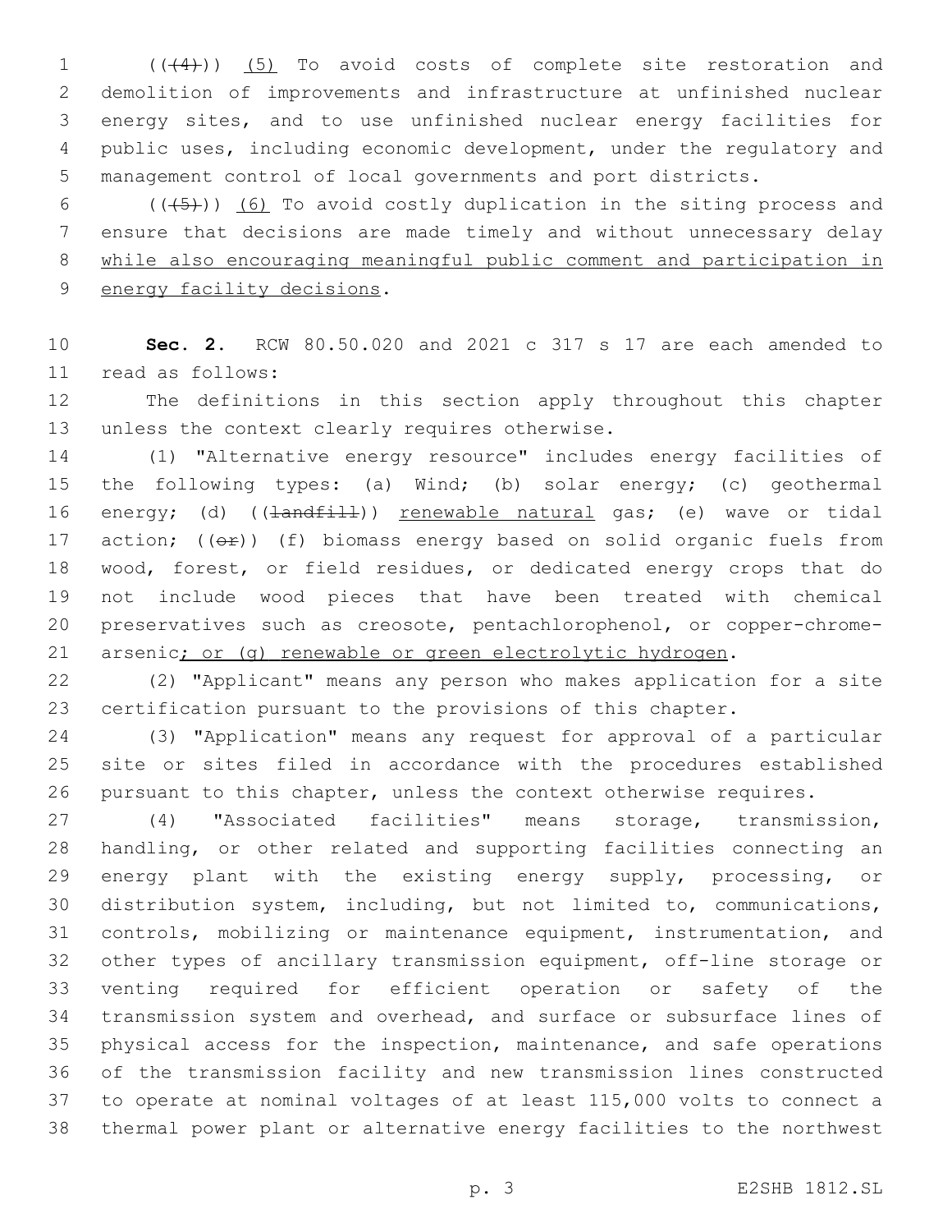(((4))) <u>(5)</u> To avoid costs of complete site restoration and demolition of improvements and infrastructure at unfinished nuclear energy sites, and to use unfinished nuclear energy facilities for public uses, including economic development, under the regulatory and management control of local governments and port districts.

(((5))) <u>(6)</u> To avoid costly duplication in the siting process and ensure that decisions are made timely and without unnecessary delay <u>while also encouraging meaningful public comment and participation in energy facility decisions</u>.

**Sec. 2.** RCW 80.50.020 and 2021 c 317 s 17 are each amended to read as follows:

The definitions in this section apply throughout this chapter unless the context clearly requires otherwise.

(1) "Alternative energy resource" includes energy facilities of the following types: (a) Wind; (b) solar energy; (c) geothermal energy; (d) ((~~landfill~~)) <u>renewable natural</u> gas; (e) wave or tidal action; ((~~or~~)) (f) biomass energy based on solid organic fuels from wood, forest, or field residues, or dedicated energy crops that do not include wood pieces that have been treated with chemical preservatives such as creosote, pentachlorophenol, or copper-chrome-arsenic<u>; or (g) renewable or green electrolytic hydrogen</u>.

(2) "Applicant" means any person who makes application for a site certification pursuant to the provisions of this chapter.

(3) "Application" means any request for approval of a particular site or sites filed in accordance with the procedures established pursuant to this chapter, unless the context otherwise requires.

(4) "Associated facilities" means storage, transmission, handling, or other related and supporting facilities connecting an energy plant with the existing energy supply, processing, or distribution system, including, but not limited to, communications, controls, mobilizing or maintenance equipment, instrumentation, and other types of ancillary transmission equipment, off-line storage or venting required for efficient operation or safety of the transmission system and overhead, and surface or subsurface lines of physical access for the inspection, maintenance, and safe operations of the transmission facility and new transmission lines constructed to operate at nominal voltages of at least 115,000 volts to connect a thermal power plant or alternative energy facilities to the northwest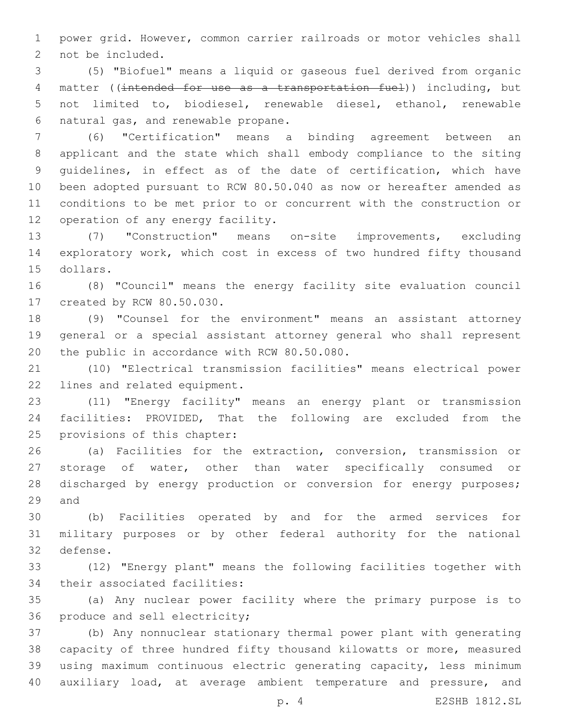power grid. However, common carrier railroads or motor vehicles shall not be included.

(5) "Biofuel" means a liquid or gaseous fuel derived from organic matter ((~~intended for use as a transportation fuel~~)) including, but not limited to, biodiesel, renewable diesel, ethanol, renewable natural gas, and renewable propane.

(6) "Certification" means a binding agreement between an applicant and the state which shall embody compliance to the siting guidelines, in effect as of the date of certification, which have been adopted pursuant to RCW 80.50.040 as now or hereafter amended as conditions to be met prior to or concurrent with the construction or operation of any energy facility.

(7) "Construction" means on-site improvements, excluding exploratory work, which cost in excess of two hundred fifty thousand dollars.

(8) "Council" means the energy facility site evaluation council created by RCW 80.50.030.

(9) "Counsel for the environment" means an assistant attorney general or a special assistant attorney general who shall represent the public in accordance with RCW 80.50.080.

(10) "Electrical transmission facilities" means electrical power lines and related equipment.

(11) "Energy facility" means an energy plant or transmission facilities: PROVIDED, That the following are excluded from the provisions of this chapter:

(a) Facilities for the extraction, conversion, transmission or storage of water, other than water specifically consumed or discharged by energy production or conversion for energy purposes; and

(b) Facilities operated by and for the armed services for military purposes or by other federal authority for the national defense.

(12) "Energy plant" means the following facilities together with their associated facilities:

(a) Any nuclear power facility where the primary purpose is to produce and sell electricity;

(b) Any nonnuclear stationary thermal power plant with generating capacity of three hundred fifty thousand kilowatts or more, measured using maximum continuous electric generating capacity, less minimum auxiliary load, at average ambient temperature and pressure, and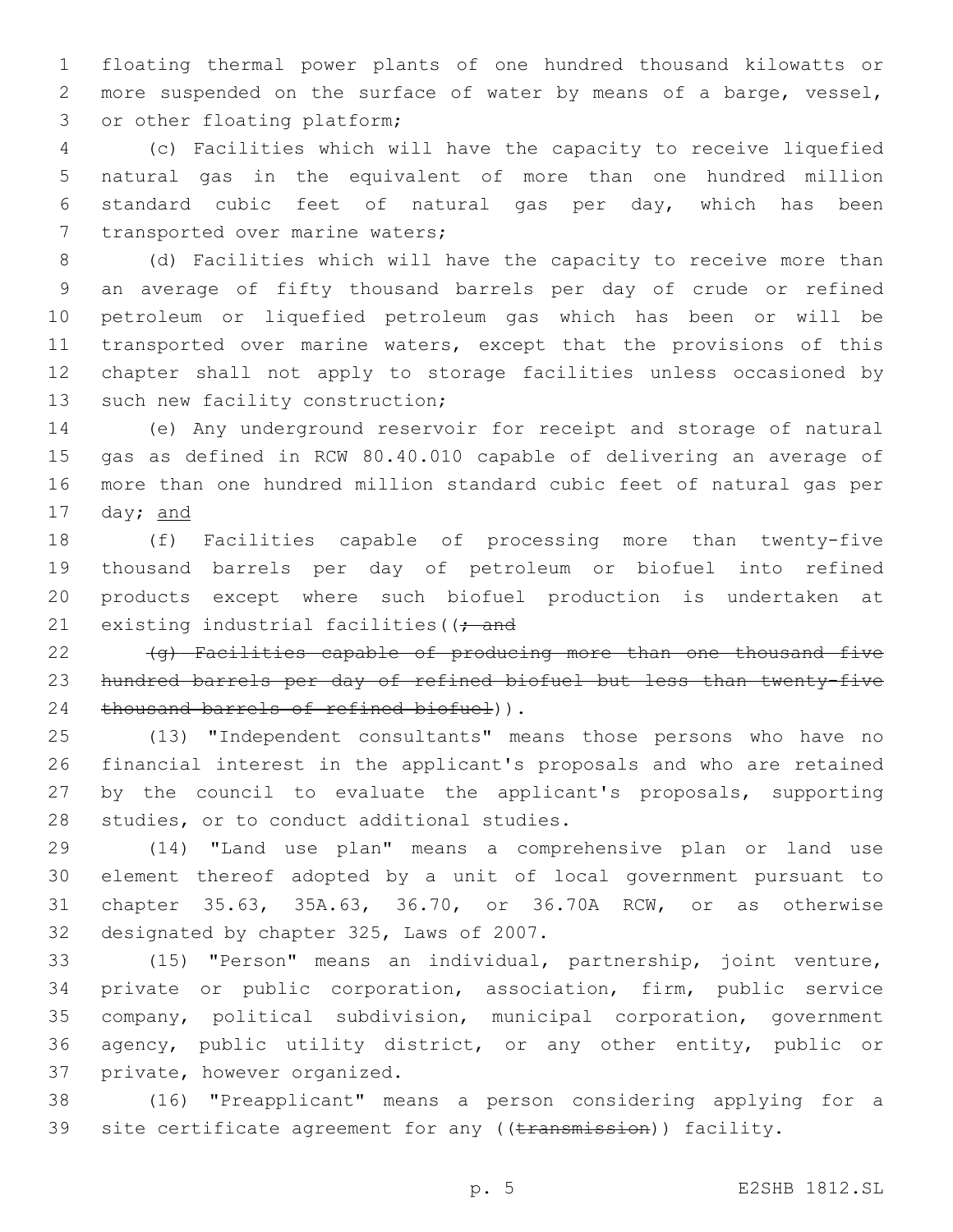floating thermal power plants of one hundred thousand kilowatts or more suspended on the surface of water by means of a barge, vessel, or other floating platform;

(c) Facilities which will have the capacity to receive liquefied natural gas in the equivalent of more than one hundred million standard cubic feet of natural gas per day, which has been transported over marine waters;

(d) Facilities which will have the capacity to receive more than an average of fifty thousand barrels per day of crude or refined petroleum or liquefied petroleum gas which has been or will be transported over marine waters, except that the provisions of this chapter shall not apply to storage facilities unless occasioned by such new facility construction;

(e) Any underground reservoir for receipt and storage of natural gas as defined in RCW 80.40.010 capable of delivering an average of more than one hundred million standard cubic feet of natural gas per day; <u>and</u>

(f) Facilities capable of processing more than twenty-five thousand barrels per day of petroleum or biofuel into refined products except where such biofuel production is undertaken at existing industrial facilities((~~; and~~

~~(g) Facilities capable of producing more than one thousand five hundred barrels per day of refined biofuel but less than twenty-five thousand barrels of refined biofuel~~)).

(13) "Independent consultants" means those persons who have no financial interest in the applicant's proposals and who are retained by the council to evaluate the applicant's proposals, supporting studies, or to conduct additional studies.

(14) "Land use plan" means a comprehensive plan or land use element thereof adopted by a unit of local government pursuant to chapter 35.63, 35A.63, 36.70, or 36.70A RCW, or as otherwise designated by chapter 325, Laws of 2007.

(15) "Person" means an individual, partnership, joint venture, private or public corporation, association, firm, public service company, political subdivision, municipal corporation, government agency, public utility district, or any other entity, public or private, however organized.

(16) "Preapplicant" means a person considering applying for a site certificate agreement for any ((~~transmission~~)) facility.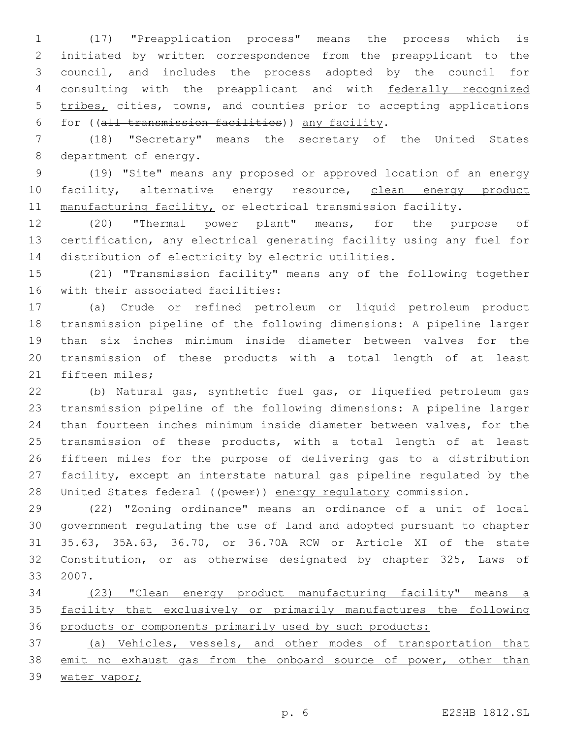(17) "Preapplication process" means the process which is initiated by written correspondence from the preapplicant to the council, and includes the process adopted by the council for consulting with the preapplicant and with federally recognized tribes, cities, towns, and counties prior to accepting applications for ((all transmission facilities)) any facility.

(18) "Secretary" means the secretary of the United States department of energy.

(19) "Site" means any proposed or approved location of an energy facility, alternative energy resource, clean energy product manufacturing facility, or electrical transmission facility.

(20) "Thermal power plant" means, for the purpose of certification, any electrical generating facility using any fuel for distribution of electricity by electric utilities.

(21) "Transmission facility" means any of the following together with their associated facilities:

(a) Crude or refined petroleum or liquid petroleum product transmission pipeline of the following dimensions: A pipeline larger than six inches minimum inside diameter between valves for the transmission of these products with a total length of at least fifteen miles;

(b) Natural gas, synthetic fuel gas, or liquefied petroleum gas transmission pipeline of the following dimensions: A pipeline larger than fourteen inches minimum inside diameter between valves, for the transmission of these products, with a total length of at least fifteen miles for the purpose of delivering gas to a distribution facility, except an interstate natural gas pipeline regulated by the United States federal ((power)) energy regulatory commission.

(22) "Zoning ordinance" means an ordinance of a unit of local government regulating the use of land and adopted pursuant to chapter 35.63, 35A.63, 36.70, or 36.70A RCW or Article XI of the state Constitution, or as otherwise designated by chapter 325, Laws of 2007.

(23) "Clean energy product manufacturing facility" means a facility that exclusively or primarily manufactures the following products or components primarily used by such products:

(a) Vehicles, vessels, and other modes of transportation that emit no exhaust gas from the onboard source of power, other than water vapor;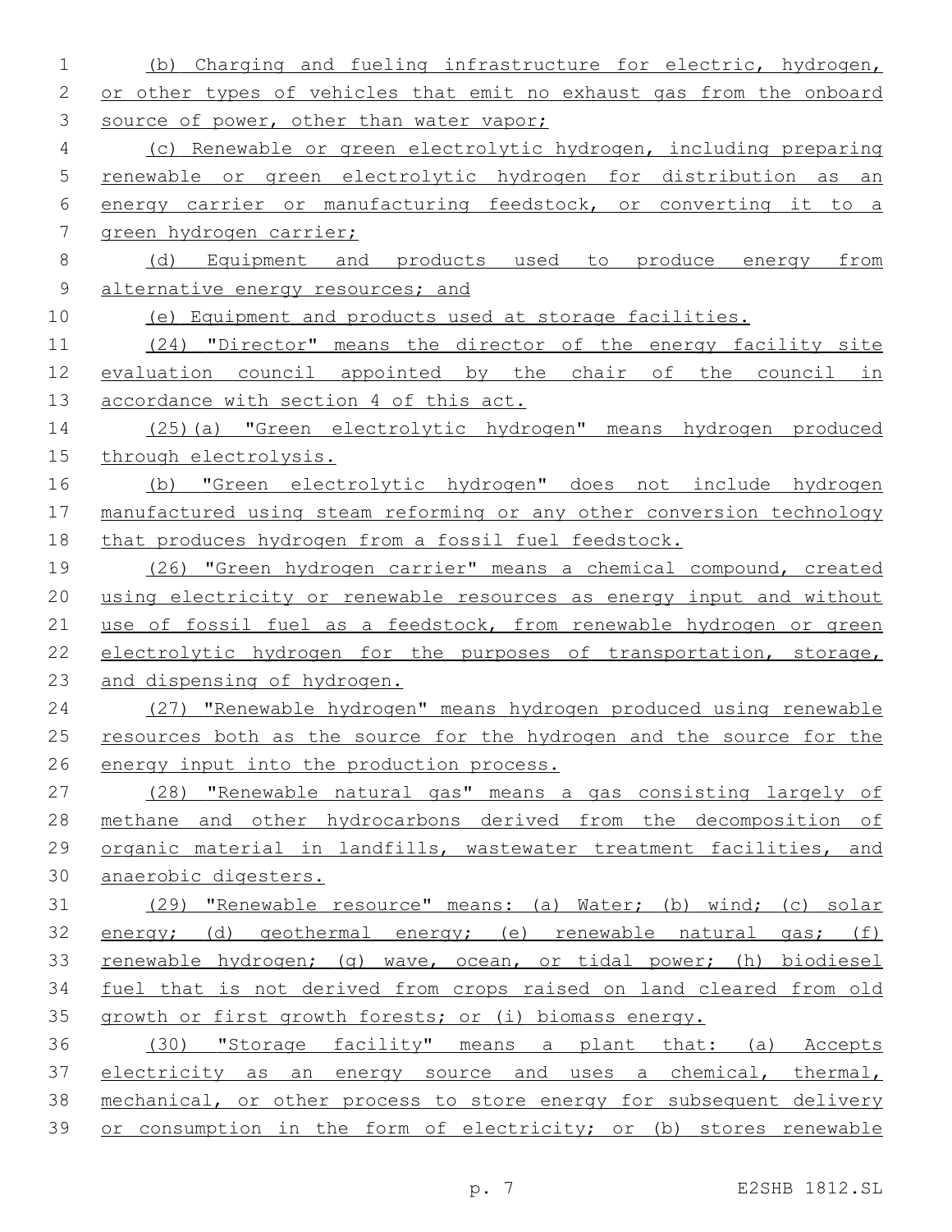(b) Charging and fueling infrastructure for electric, hydrogen, or other types of vehicles that emit no exhaust gas from the onboard source of power, other than water vapor;

(c) Renewable or green electrolytic hydrogen, including preparing renewable or green electrolytic hydrogen for distribution as an energy carrier or manufacturing feedstock, or converting it to a green hydrogen carrier;

(d) Equipment and products used to produce energy from alternative energy resources; and

(e) Equipment and products used at storage facilities.

(24) "Director" means the director of the energy facility site evaluation council appointed by the chair of the council in accordance with section 4 of this act.

(25)(a) "Green electrolytic hydrogen" means hydrogen produced through electrolysis.

(b) "Green electrolytic hydrogen" does not include hydrogen manufactured using steam reforming or any other conversion technology that produces hydrogen from a fossil fuel feedstock.

(26) "Green hydrogen carrier" means a chemical compound, created using electricity or renewable resources as energy input and without use of fossil fuel as a feedstock, from renewable hydrogen or green electrolytic hydrogen for the purposes of transportation, storage, and dispensing of hydrogen.

(27) "Renewable hydrogen" means hydrogen produced using renewable resources both as the source for the hydrogen and the source for the energy input into the production process.

(28) "Renewable natural gas" means a gas consisting largely of methane and other hydrocarbons derived from the decomposition of organic material in landfills, wastewater treatment facilities, and anaerobic digesters.

(29) "Renewable resource" means: (a) Water; (b) wind; (c) solar energy; (d) geothermal energy; (e) renewable natural gas; (f) renewable hydrogen; (g) wave, ocean, or tidal power; (h) biodiesel fuel that is not derived from crops raised on land cleared from old growth or first growth forests; or (i) biomass energy.

(30) "Storage facility" means a plant that: (a) Accepts electricity as an energy source and uses a chemical, thermal, mechanical, or other process to store energy for subsequent delivery or consumption in the form of electricity; or (b) stores renewable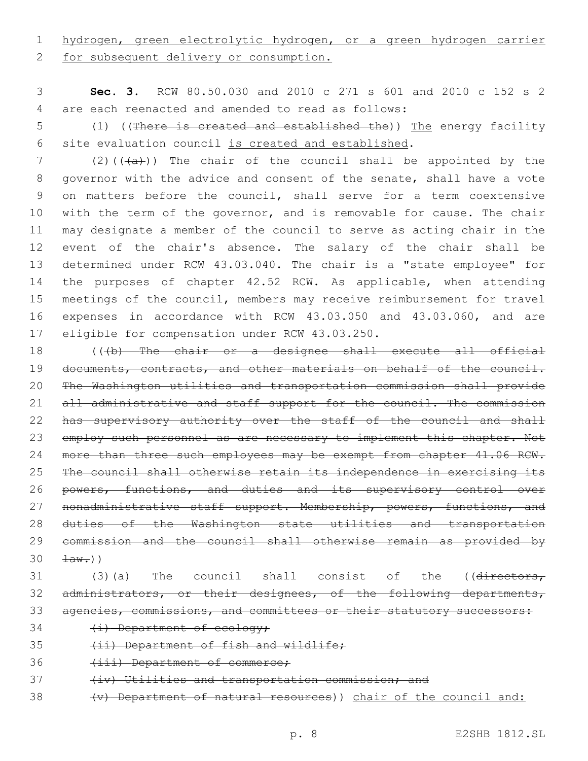hydrogen, green electrolytic hydrogen, or a green hydrogen carrier for subsequent delivery or consumption.

**Sec. 3.** RCW 80.50.030 and 2010 c 271 s 601 and 2010 c 152 s 2 are each reenacted and amended to read as follows:

(1) ((~~There is created and established the~~)) The energy facility site evaluation council is created and established.

(2)((~~(a)~~)) The chair of the council shall be appointed by the governor with the advice and consent of the senate, shall have a vote on matters before the council, shall serve for a term coextensive with the term of the governor, and is removable for cause. The chair may designate a member of the council to serve as acting chair in the event of the chair's absence. The salary of the chair shall be determined under RCW 43.03.040. The chair is a "state employee" for the purposes of chapter 42.52 RCW. As applicable, when attending meetings of the council, members may receive reimbursement for travel expenses in accordance with RCW 43.03.050 and 43.03.060, and are eligible for compensation under RCW 43.03.250.

((~~(b) The chair or a designee shall execute all official documents, contracts, and other materials on behalf of the council. The Washington utilities and transportation commission shall provide all administrative and staff support for the council. The commission has supervisory authority over the staff of the council and shall employ such personnel as are necessary to implement this chapter. Not more than three such employees may be exempt from chapter 41.06 RCW. The council shall otherwise retain its independence in exercising its powers, functions, and duties and its supervisory control over nonadministrative staff support. Membership, powers, functions, and duties of the Washington state utilities and transportation commission and the council shall otherwise remain as provided by law.~~))

(3)(a) The council shall consist of the ((~~directors, administrators, or their designees, of the following departments, agencies, commissions, and committees or their statutory successors:~~

~~(i) Department of ecology;~~

~~(ii) Department of fish and wildlife;~~

~~(iii) Department of commerce;~~

~~(iv) Utilities and transportation commission; and~~

~~(v) Department of natural resources~~)) chair of the council and: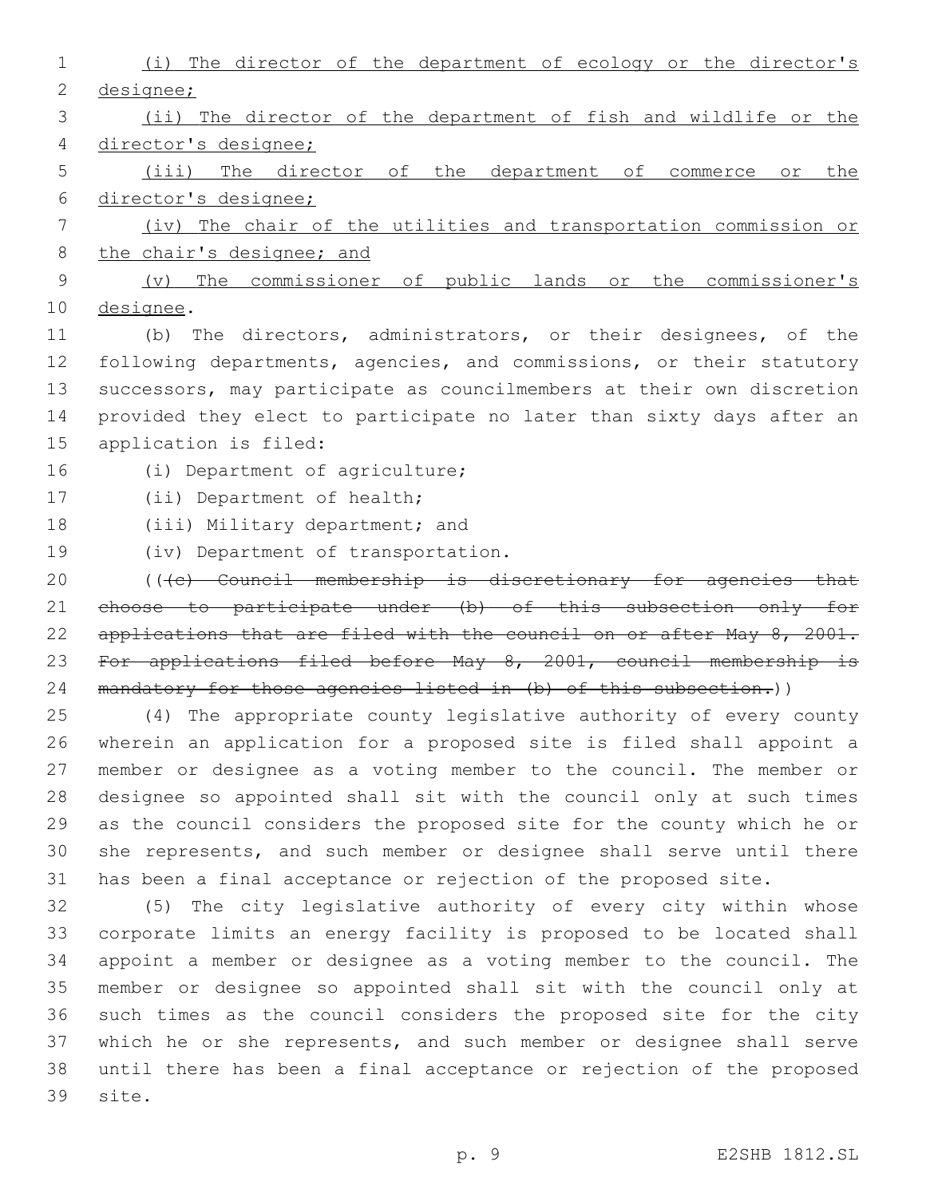(i) The director of the department of ecology or the director's designee;

(ii) The director of the department of fish and wildlife or the director's designee;

(iii) The director of the department of commerce or the director's designee;

(iv) The chair of the utilities and transportation commission or the chair's designee; and

(v) The commissioner of public lands or the commissioner's designee.

(b) The directors, administrators, or their designees, of the following departments, agencies, and commissions, or their statutory successors, may participate as councilmembers at their own discretion provided they elect to participate no later than sixty days after an application is filed:

(i) Department of agriculture;

(ii) Department of health;

(iii) Military department; and

(iv) Department of transportation.

((~~(c) Council membership is discretionary for agencies that choose to participate under (b) of this subsection only for applications that are filed with the council on or after May 8, 2001. For applications filed before May 8, 2001, council membership is mandatory for those agencies listed in (b) of this subsection.~~))

(4) The appropriate county legislative authority of every county wherein an application for a proposed site is filed shall appoint a member or designee as a voting member to the council. The member or designee so appointed shall sit with the council only at such times as the council considers the proposed site for the county which he or she represents, and such member or designee shall serve until there has been a final acceptance or rejection of the proposed site.

(5) The city legislative authority of every city within whose corporate limits an energy facility is proposed to be located shall appoint a member or designee as a voting member to the council. The member or designee so appointed shall sit with the council only at such times as the council considers the proposed site for the city which he or she represents, and such member or designee shall serve until there has been a final acceptance or rejection of the proposed site.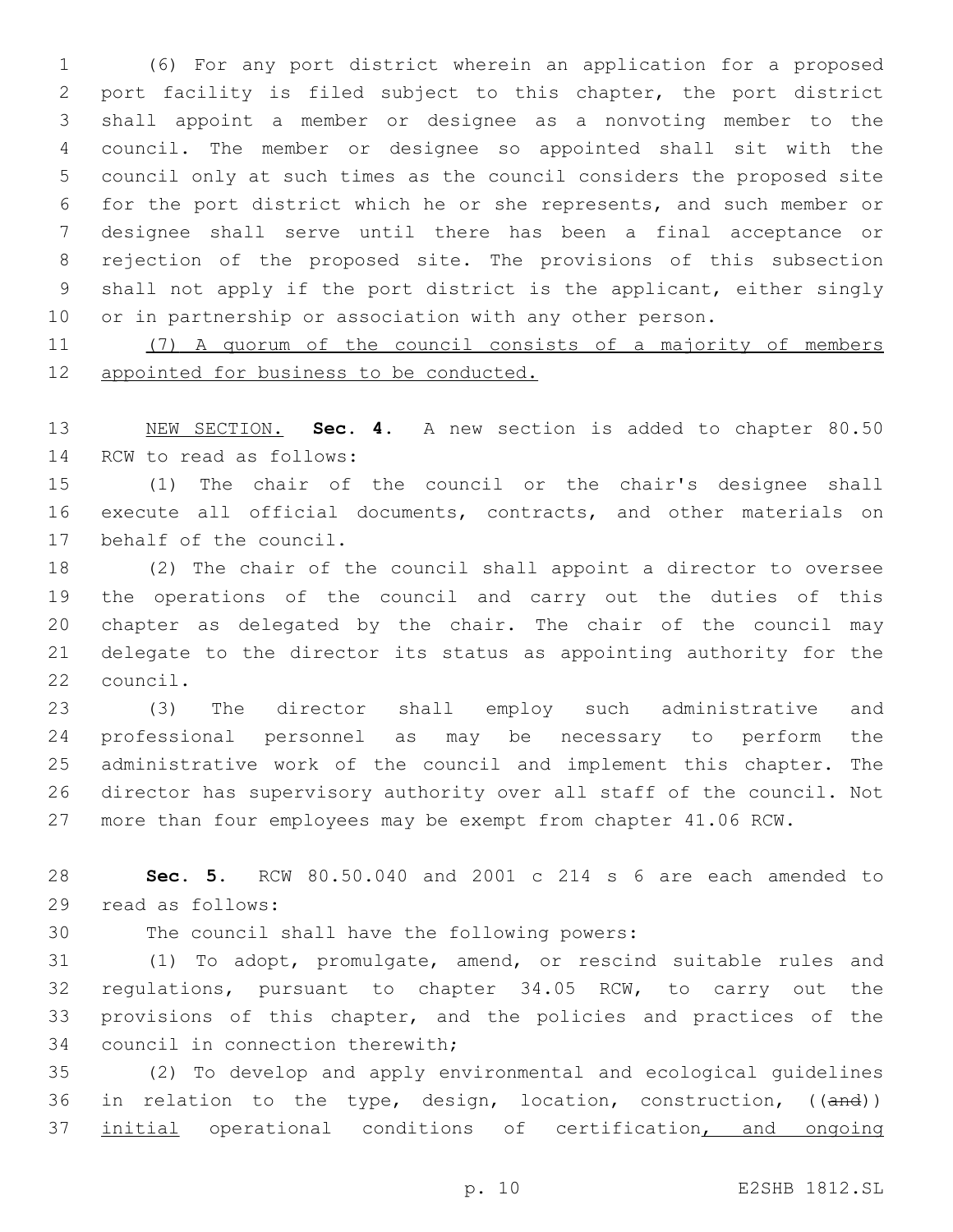(6) For any port district wherein an application for a proposed port facility is filed subject to this chapter, the port district shall appoint a member or designee as a nonvoting member to the council. The member or designee so appointed shall sit with the council only at such times as the council considers the proposed site for the port district which he or she represents, and such member or designee shall serve until there has been a final acceptance or rejection of the proposed site. The provisions of this subsection shall not apply if the port district is the applicant, either singly or in partnership or association with any other person.

(7) A quorum of the council consists of a majority of members appointed for business to be conducted.

NEW SECTION. **Sec. 4.** A new section is added to chapter 80.50 RCW to read as follows:

(1) The chair of the council or the chair's designee shall execute all official documents, contracts, and other materials on behalf of the council.

(2) The chair of the council shall appoint a director to oversee the operations of the council and carry out the duties of this chapter as delegated by the chair. The chair of the council may delegate to the director its status as appointing authority for the council.

(3) The director shall employ such administrative and professional personnel as may be necessary to perform the administrative work of the council and implement this chapter. The director has supervisory authority over all staff of the council. Not more than four employees may be exempt from chapter 41.06 RCW.

**Sec. 5.** RCW 80.50.040 and 2001 c 214 s 6 are each amended to read as follows:

The council shall have the following powers:

(1) To adopt, promulgate, amend, or rescind suitable rules and regulations, pursuant to chapter 34.05 RCW, to carry out the provisions of this chapter, and the policies and practices of the council in connection therewith;

(2) To develop and apply environmental and ecological guidelines in relation to the type, design, location, construction, ((and)) initial operational conditions of certification, and ongoing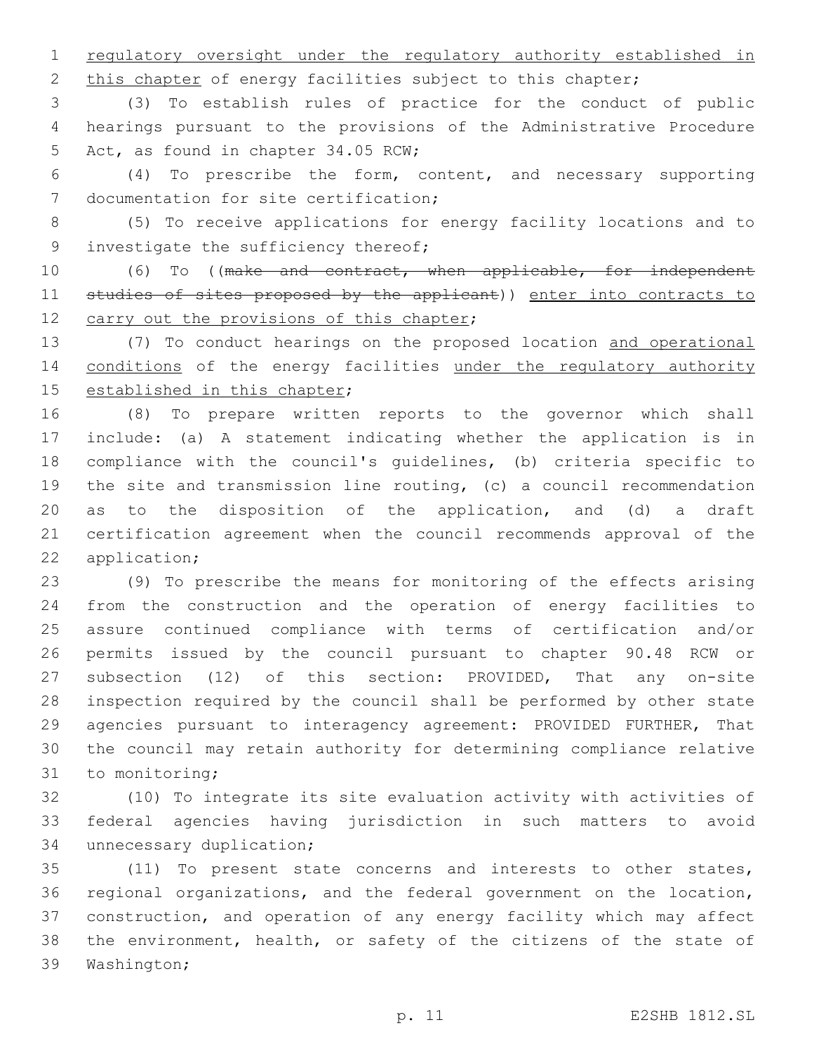regulatory oversight under the regulatory authority established in this chapter of energy facilities subject to this chapter;

(3) To establish rules of practice for the conduct of public hearings pursuant to the provisions of the Administrative Procedure Act, as found in chapter 34.05 RCW;

(4) To prescribe the form, content, and necessary supporting documentation for site certification;

(5) To receive applications for energy facility locations and to investigate the sufficiency thereof;

(6) To ((~~make and contract, when applicable, for independent studies of sites proposed by the applicant~~)) enter into contracts to carry out the provisions of this chapter;

(7) To conduct hearings on the proposed location and operational conditions of the energy facilities under the regulatory authority established in this chapter;

(8) To prepare written reports to the governor which shall include: (a) A statement indicating whether the application is in compliance with the council's guidelines, (b) criteria specific to the site and transmission line routing, (c) a council recommendation as to the disposition of the application, and (d) a draft certification agreement when the council recommends approval of the application;

(9) To prescribe the means for monitoring of the effects arising from the construction and the operation of energy facilities to assure continued compliance with terms of certification and/or permits issued by the council pursuant to chapter 90.48 RCW or subsection (12) of this section: PROVIDED, That any on-site inspection required by the council shall be performed by other state agencies pursuant to interagency agreement: PROVIDED FURTHER, That the council may retain authority for determining compliance relative to monitoring;

(10) To integrate its site evaluation activity with activities of federal agencies having jurisdiction in such matters to avoid unnecessary duplication;

(11) To present state concerns and interests to other states, regional organizations, and the federal government on the location, construction, and operation of any energy facility which may affect the environment, health, or safety of the citizens of the state of Washington;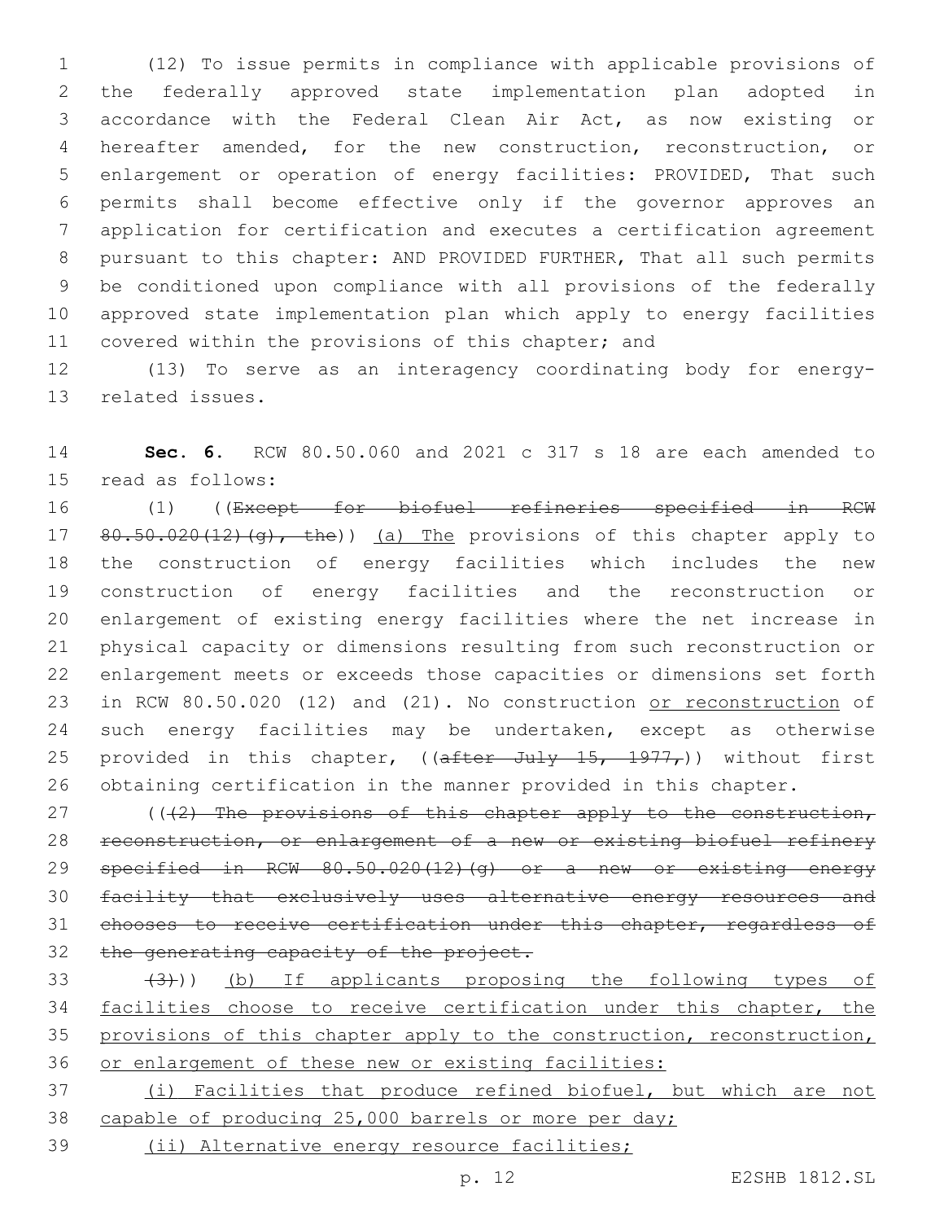(12) To issue permits in compliance with applicable provisions of the federally approved state implementation plan adopted in accordance with the Federal Clean Air Act, as now existing or hereafter amended, for the new construction, reconstruction, or enlargement or operation of energy facilities: PROVIDED, That such permits shall become effective only if the governor approves an application for certification and executes a certification agreement pursuant to this chapter: AND PROVIDED FURTHER, That all such permits be conditioned upon compliance with all provisions of the federally approved state implementation plan which apply to energy facilities covered within the provisions of this chapter; and

(13) To serve as an interagency coordinating body for energy-related issues.

**Sec. 6.** RCW 80.50.060 and 2021 c 317 s 18 are each amended to read as follows:

(1) ((~~Except for biofuel refineries specified in RCW 80.50.020(12)(g), the~~)) (a) The provisions of this chapter apply to the construction of energy facilities which includes the new construction of energy facilities and the reconstruction or enlargement of existing energy facilities where the net increase in physical capacity or dimensions resulting from such reconstruction or enlargement meets or exceeds those capacities or dimensions set forth in RCW 80.50.020 (12) and (21). No construction or reconstruction of such energy facilities may be undertaken, except as otherwise provided in this chapter, ((~~after July 15, 1977,~~)) without first obtaining certification in the manner provided in this chapter.

((~~(2) The provisions of this chapter apply to the construction, reconstruction, or enlargement of a new or existing biofuel refinery specified in RCW 80.50.020(12)(g) or a new or existing energy facility that exclusively uses alternative energy resources and chooses to receive certification under this chapter, regardless of the generating capacity of the project.~~

~~(3)~~)) (b) If applicants proposing the following types of facilities choose to receive certification under this chapter, the provisions of this chapter apply to the construction, reconstruction, or enlargement of these new or existing facilities:

(i) Facilities that produce refined biofuel, but which are not capable of producing 25,000 barrels or more per day;

(ii) Alternative energy resource facilities;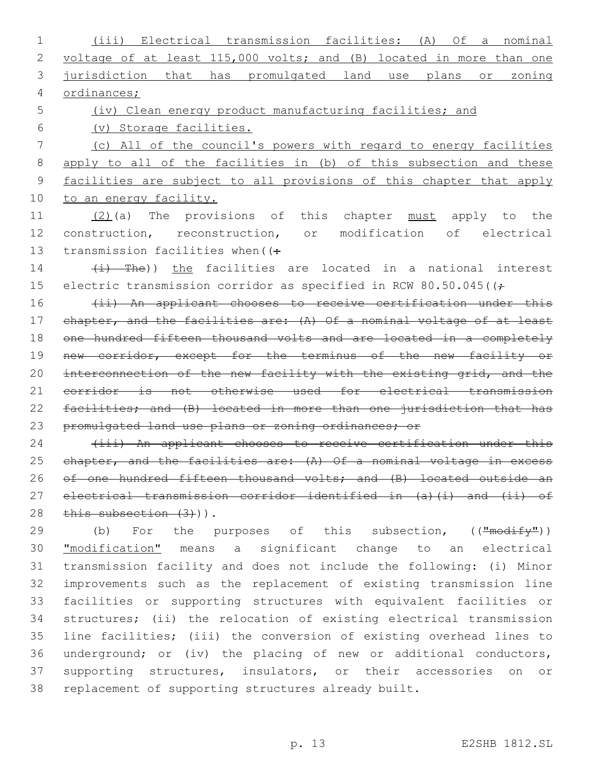(iii) Electrical transmission facilities: (A) Of a nominal voltage of at least 115,000 volts; and (B) located in more than one jurisdiction that has promulgated land use plans or zoning ordinances;

(iv) Clean energy product manufacturing facilities; and

(v) Storage facilities.

(c) All of the council's powers with regard to energy facilities apply to all of the facilities in (b) of this subsection and these facilities are subject to all provisions of this chapter that apply to an energy facility.

(2)(a) The provisions of this chapter must apply to the construction, reconstruction, or modification of electrical transmission facilities when((:

(i) The)) the facilities are located in a national interest electric transmission corridor as specified in RCW 80.50.045((;

(ii) An applicant chooses to receive certification under this chapter, and the facilities are: (A) Of a nominal voltage of at least one hundred fifteen thousand volts and are located in a completely new corridor, except for the terminus of the new facility or interconnection of the new facility with the existing grid, and the corridor is not otherwise used for electrical transmission facilities; and (B) located in more than one jurisdiction that has promulgated land use plans or zoning ordinances; or

(iii) An applicant chooses to receive certification under this chapter, and the facilities are: (A) Of a nominal voltage in excess of one hundred fifteen thousand volts; and (B) located outside an electrical transmission corridor identified in (a)(i) and (ii) of this subsection (3))).

(b) For the purposes of this subsection, (("modify")) "modification" means a significant change to an electrical transmission facility and does not include the following: (i) Minor improvements such as the replacement of existing transmission line facilities or supporting structures with equivalent facilities or structures; (ii) the relocation of existing electrical transmission line facilities; (iii) the conversion of existing overhead lines to underground; or (iv) the placing of new or additional conductors, supporting structures, insulators, or their accessories on or replacement of supporting structures already built.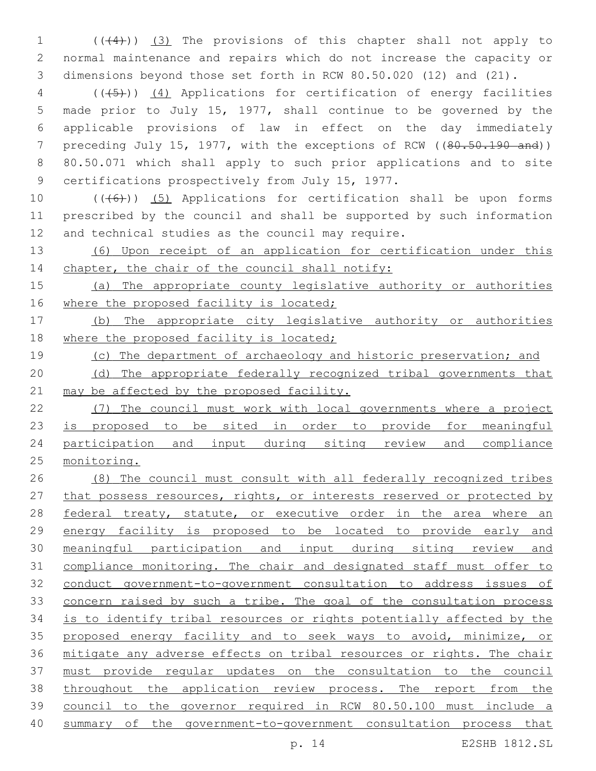((~~(4)~~)) (3) The provisions of this chapter shall not apply to normal maintenance and repairs which do not increase the capacity or dimensions beyond those set forth in RCW 80.50.020 (12) and (21).

((~~(5)~~)) (4) Applications for certification of energy facilities made prior to July 15, 1977, shall continue to be governed by the applicable provisions of law in effect on the day immediately preceding July 15, 1977, with the exceptions of RCW ((~~80.50.190 and~~)) 80.50.071 which shall apply to such prior applications and to site certifications prospectively from July 15, 1977.

((~~(6)~~)) (5) Applications for certification shall be upon forms prescribed by the council and shall be supported by such information and technical studies as the council may require.

(6) Upon receipt of an application for certification under this chapter, the chair of the council shall notify:

(a) The appropriate county legislative authority or authorities where the proposed facility is located;

(b) The appropriate city legislative authority or authorities where the proposed facility is located;

(c) The department of archaeology and historic preservation; and

(d) The appropriate federally recognized tribal governments that may be affected by the proposed facility.

(7) The council must work with local governments where a project is proposed to be sited in order to provide for meaningful participation and input during siting review and compliance monitoring.

(8) The council must consult with all federally recognized tribes that possess resources, rights, or interests reserved or protected by federal treaty, statute, or executive order in the area where an energy facility is proposed to be located to provide early and meaningful participation and input during siting review and compliance monitoring. The chair and designated staff must offer to conduct government-to-government consultation to address issues of concern raised by such a tribe. The goal of the consultation process is to identify tribal resources or rights potentially affected by the proposed energy facility and to seek ways to avoid, minimize, or mitigate any adverse effects on tribal resources or rights. The chair must provide regular updates on the consultation to the council throughout the application review process. The report from the council to the governor required in RCW 80.50.100 must include a summary of the government-to-government consultation process that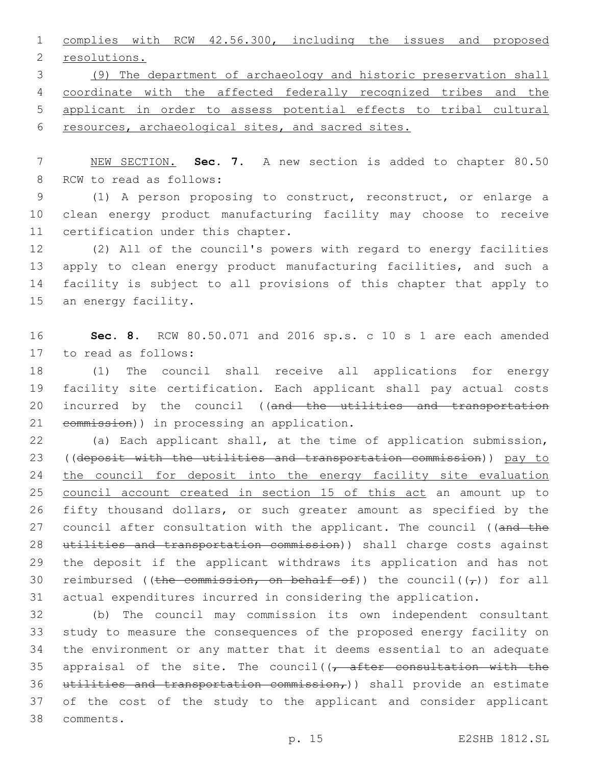complies with RCW 42.56.300, including the issues and proposed resolutions.

(9) The department of archaeology and historic preservation shall coordinate with the affected federally recognized tribes and the applicant in order to assess potential effects to tribal cultural resources, archaeological sites, and sacred sites.

NEW SECTION. **Sec. 7.** A new section is added to chapter 80.50 RCW to read as follows:

(1) A person proposing to construct, reconstruct, or enlarge a clean energy product manufacturing facility may choose to receive certification under this chapter.

(2) All of the council's powers with regard to energy facilities apply to clean energy product manufacturing facilities, and such a facility is subject to all provisions of this chapter that apply to an energy facility.

**Sec. 8.** RCW 80.50.071 and 2016 sp.s. c 10 s 1 are each amended to read as follows:

(1) The council shall receive all applications for energy facility site certification. Each applicant shall pay actual costs incurred by the council ((~~and the utilities and transportation commission~~)) in processing an application.

(a) Each applicant shall, at the time of application submission, ((~~deposit with the utilities and transportation commission~~)) pay to the council for deposit into the energy facility site evaluation council account created in section 15 of this act an amount up to fifty thousand dollars, or such greater amount as specified by the council after consultation with the applicant. The council ((~~and the utilities and transportation commission~~)) shall charge costs against the deposit if the applicant withdraws its application and has not reimbursed ((~~the commission, on behalf of~~)) the council((~~,~~)) for all actual expenditures incurred in considering the application.

(b) The council may commission its own independent consultant study to measure the consequences of the proposed energy facility on the environment or any matter that it deems essential to an adequate appraisal of the site. The council((~~, after consultation with the utilities and transportation commission,~~)) shall provide an estimate of the cost of the study to the applicant and consider applicant comments.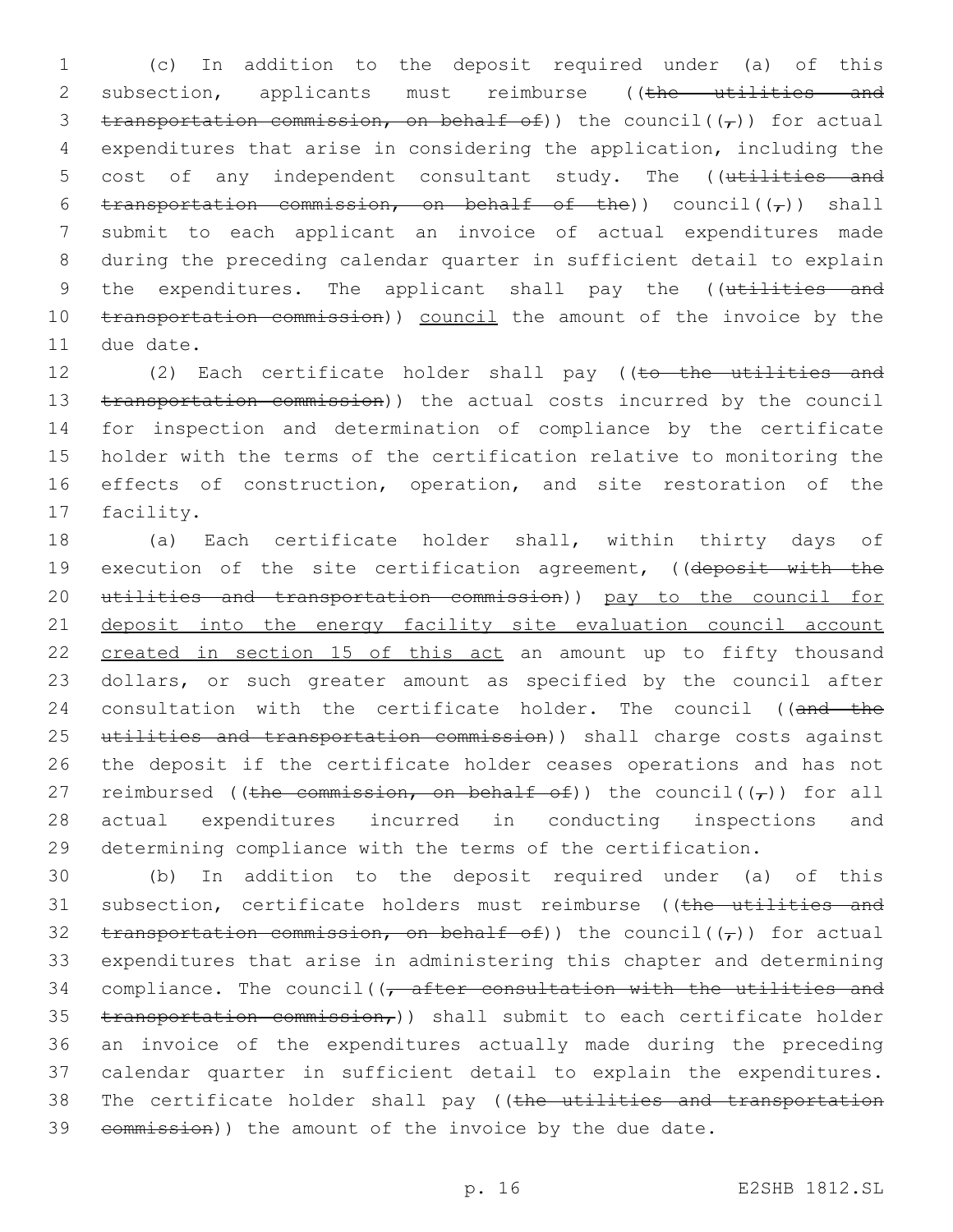(c) In addition to the deposit required under (a) of this subsection, applicants must reimburse ((~~the utilities and transportation commission, on behalf of~~)) the council((~~,~~)) for actual expenditures that arise in considering the application, including the cost of any independent consultant study. The ((~~utilities and transportation commission, on behalf of the~~)) council((~~,~~)) shall submit to each applicant an invoice of actual expenditures made during the preceding calendar quarter in sufficient detail to explain the expenditures. The applicant shall pay the ((~~utilities and transportation commission~~)) <u>council</u> the amount of the invoice by the due date.

(2) Each certificate holder shall pay ((~~to the utilities and transportation commission~~)) the actual costs incurred by the council for inspection and determination of compliance by the certificate holder with the terms of the certification relative to monitoring the effects of construction, operation, and site restoration of the facility.

(a) Each certificate holder shall, within thirty days of execution of the site certification agreement, ((~~deposit with the utilities and transportation commission~~)) <u>pay to the council for deposit into the energy facility site evaluation council account created in section 15 of this act</u> an amount up to fifty thousand dollars, or such greater amount as specified by the council after consultation with the certificate holder. The council ((~~and the utilities and transportation commission~~)) shall charge costs against the deposit if the certificate holder ceases operations and has not reimbursed ((~~the commission, on behalf of~~)) the council((~~,~~)) for all actual expenditures incurred in conducting inspections and determining compliance with the terms of the certification.

(b) In addition to the deposit required under (a) of this subsection, certificate holders must reimburse ((~~the utilities and transportation commission, on behalf of~~)) the council((~~,~~)) for actual expenditures that arise in administering this chapter and determining compliance. The council((~~, after consultation with the utilities and transportation commission,~~)) shall submit to each certificate holder an invoice of the expenditures actually made during the preceding calendar quarter in sufficient detail to explain the expenditures. The certificate holder shall pay ((~~the utilities and transportation commission~~)) the amount of the invoice by the due date.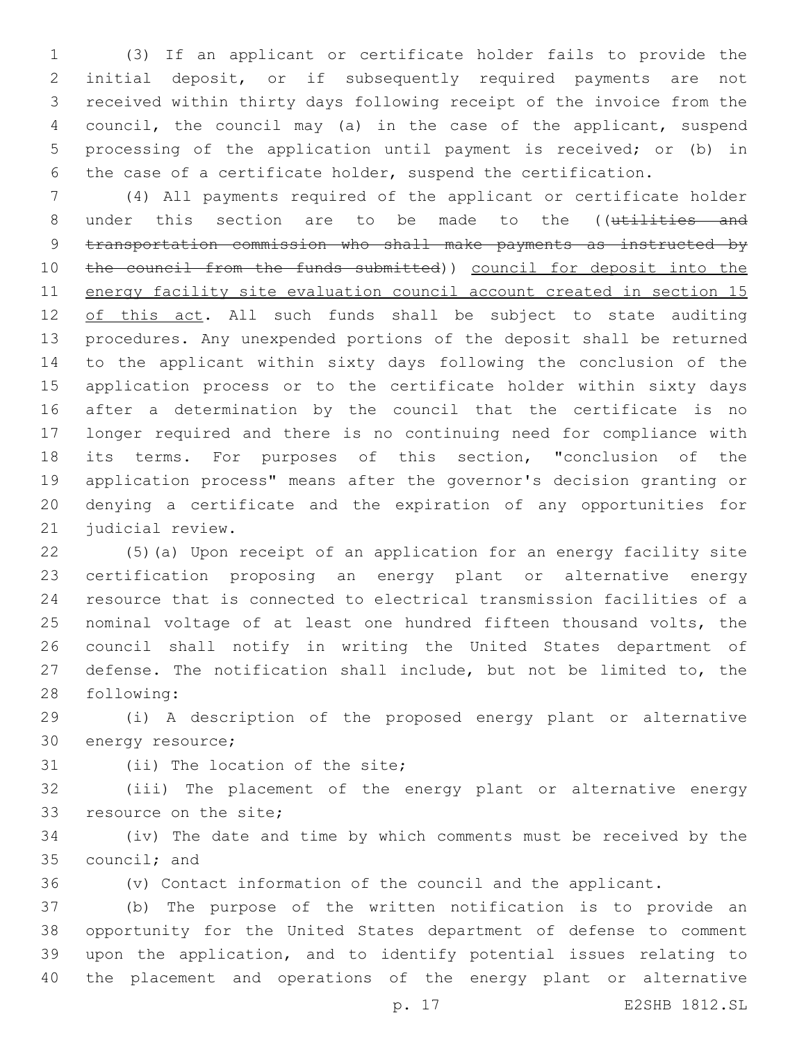(3) If an applicant or certificate holder fails to provide the initial deposit, or if subsequently required payments are not received within thirty days following receipt of the invoice from the council, the council may (a) in the case of the applicant, suspend processing of the application until payment is received; or (b) in the case of a certificate holder, suspend the certification.

(4) All payments required of the applicant or certificate holder under this section are to be made to the ((~~utilities and transportation commission who shall make payments as instructed by the council from the funds submitted~~)) <u>council for deposit into the energy facility site evaluation council account created in section 15 of this act</u>. All such funds shall be subject to state auditing procedures. Any unexpended portions of the deposit shall be returned to the applicant within sixty days following the conclusion of the application process or to the certificate holder within sixty days after a determination by the council that the certificate is no longer required and there is no continuing need for compliance with its terms. For purposes of this section, "conclusion of the application process" means after the governor's decision granting or denying a certificate and the expiration of any opportunities for judicial review.

(5)(a) Upon receipt of an application for an energy facility site certification proposing an energy plant or alternative energy resource that is connected to electrical transmission facilities of a nominal voltage of at least one hundred fifteen thousand volts, the council shall notify in writing the United States department of defense. The notification shall include, but not be limited to, the following:

(i) A description of the proposed energy plant or alternative energy resource;

(ii) The location of the site;

(iii) The placement of the energy plant or alternative energy resource on the site;

(iv) The date and time by which comments must be received by the council; and

(v) Contact information of the council and the applicant.

(b) The purpose of the written notification is to provide an opportunity for the United States department of defense to comment upon the application, and to identify potential issues relating to the placement and operations of the energy plant or alternative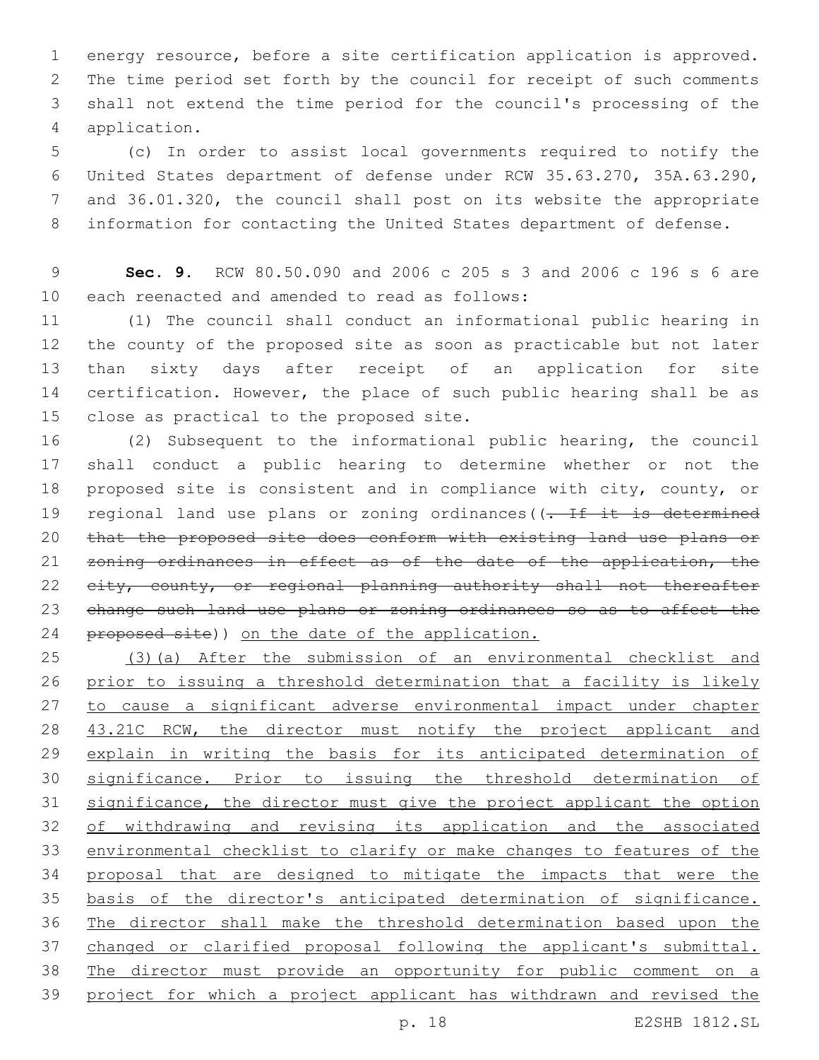energy resource, before a site certification application is approved. The time period set forth by the council for receipt of such comments shall not extend the time period for the council's processing of the application.

(c) In order to assist local governments required to notify the United States department of defense under RCW 35.63.270, 35A.63.290, and 36.01.320, the council shall post on its website the appropriate information for contacting the United States department of defense.

**Sec. 9.** RCW 80.50.090 and 2006 c 205 s 3 and 2006 c 196 s 6 are each reenacted and amended to read as follows:

(1) The council shall conduct an informational public hearing in the county of the proposed site as soon as practicable but not later than sixty days after receipt of an application for site certification. However, the place of such public hearing shall be as close as practical to the proposed site.

(2) Subsequent to the informational public hearing, the council shall conduct a public hearing to determine whether or not the proposed site is consistent and in compliance with city, county, or regional land use plans or zoning ordinances((~~. If it is determined that the proposed site does conform with existing land use plans or zoning ordinances in effect as of the date of the application, the city, county, or regional planning authority shall not thereafter change such land use plans or zoning ordinances so as to affect the proposed site~~)) <u>on the date of the application.</u>

<u>(3)(a) After the submission of an environmental checklist and prior to issuing a threshold determination that a facility is likely to cause a significant adverse environmental impact under chapter 43.21C RCW, the director must notify the project applicant and explain in writing the basis for its anticipated determination of significance. Prior to issuing the threshold determination of significance, the director must give the project applicant the option of withdrawing and revising its application and the associated environmental checklist to clarify or make changes to features of the proposal that are designed to mitigate the impacts that were the basis of the director's anticipated determination of significance. The director shall make the threshold determination based upon the changed or clarified proposal following the applicant's submittal. The director must provide an opportunity for public comment on a project for which a project applicant has withdrawn and revised the</u>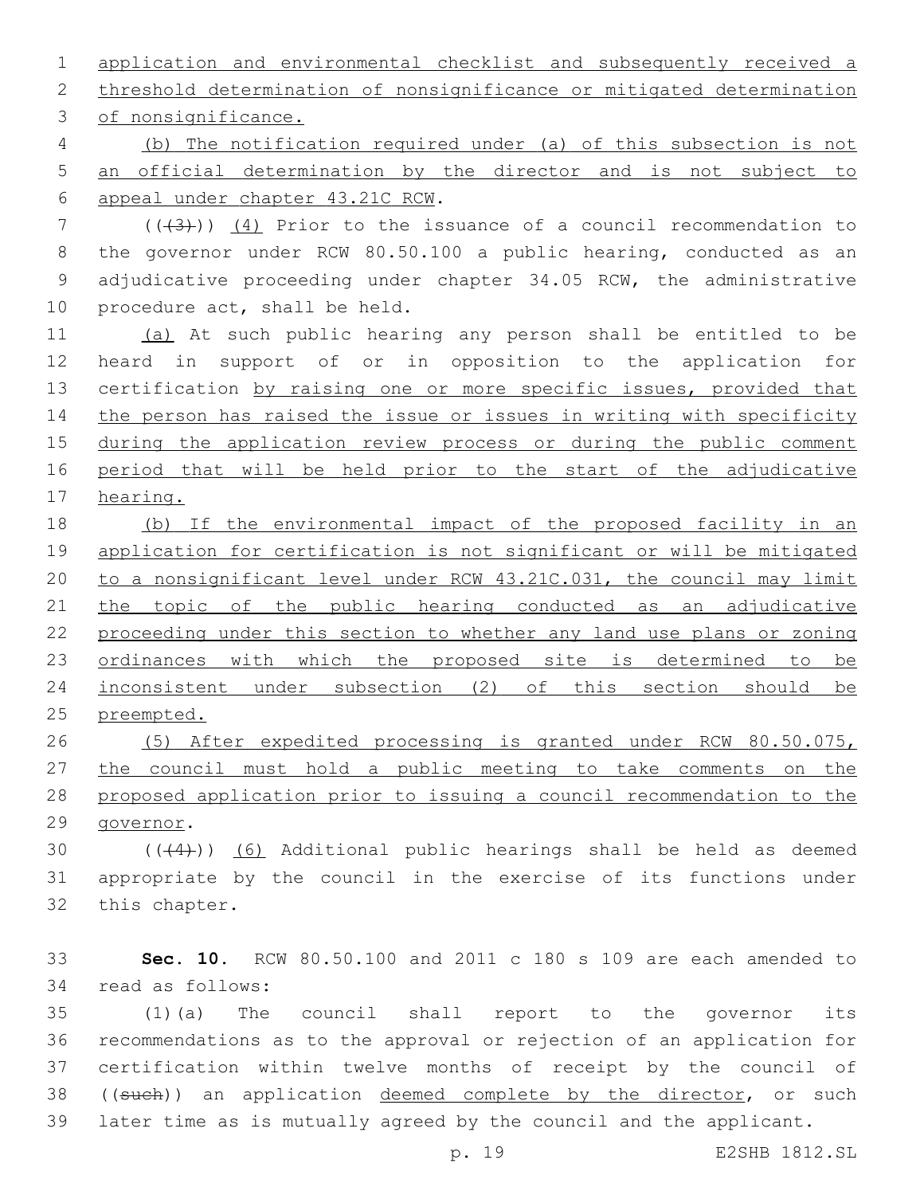application and environmental checklist and subsequently received a threshold determination of nonsignificance or mitigated determination of nonsignificance.

(b) The notification required under (a) of this subsection is not an official determination by the director and is not subject to appeal under chapter 43.21C RCW.

(((3))) (4) Prior to the issuance of a council recommendation to the governor under RCW 80.50.100 a public hearing, conducted as an adjudicative proceeding under chapter 34.05 RCW, the administrative procedure act, shall be held.

(a) At such public hearing any person shall be entitled to be heard in support of or in opposition to the application for certification by raising one or more specific issues, provided that the person has raised the issue or issues in writing with specificity during the application review process or during the public comment period that will be held prior to the start of the adjudicative hearing.

(b) If the environmental impact of the proposed facility in an application for certification is not significant or will be mitigated to a nonsignificant level under RCW 43.21C.031, the council may limit the topic of the public hearing conducted as an adjudicative proceeding under this section to whether any land use plans or zoning ordinances with which the proposed site is determined to be inconsistent under subsection (2) of this section should be preempted.

(5) After expedited processing is granted under RCW 80.50.075, the council must hold a public meeting to take comments on the proposed application prior to issuing a council recommendation to the governor.

(((4))) (6) Additional public hearings shall be held as deemed appropriate by the council in the exercise of its functions under this chapter.

**Sec. 10.** RCW 80.50.100 and 2011 c 180 s 109 are each amended to read as follows:

(1)(a) The council shall report to the governor its recommendations as to the approval or rejection of an application for certification within twelve months of receipt by the council of ((such)) an application deemed complete by the director, or such later time as is mutually agreed by the council and the applicant.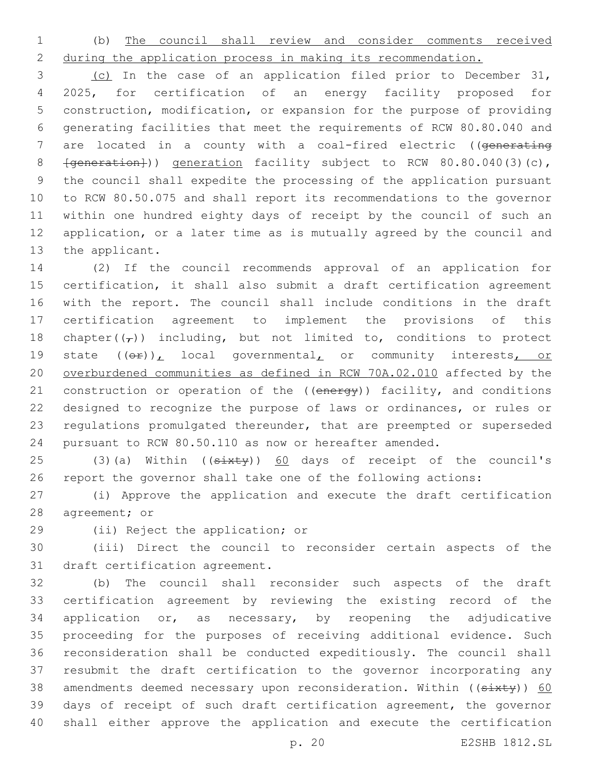(b) The council shall review and consider comments received during the application process in making its recommendation.

(c) In the case of an application filed prior to December 31, 2025, for certification of an energy facility proposed for construction, modification, or expansion for the purpose of providing generating facilities that meet the requirements of RCW 80.80.040 and are located in a county with a coal-fired electric ((generating [generation])) generation facility subject to RCW 80.80.040(3)(c), the council shall expedite the processing of the application pursuant to RCW 80.50.075 and shall report its recommendations to the governor within one hundred eighty days of receipt by the council of such an application, or a later time as is mutually agreed by the council and the applicant.

(2) If the council recommends approval of an application for certification, it shall also submit a draft certification agreement with the report. The council shall include conditions in the draft certification agreement to implement the provisions of this chapter((,)) including, but not limited to, conditions to protect state ((or)), local governmental, or community interests, or overburdened communities as defined in RCW 70A.02.010 affected by the construction or operation of the ((energy)) facility, and conditions designed to recognize the purpose of laws or ordinances, or rules or regulations promulgated thereunder, that are preempted or superseded pursuant to RCW 80.50.110 as now or hereafter amended.

(3)(a) Within ((sixty)) 60 days of receipt of the council's report the governor shall take one of the following actions:

(i) Approve the application and execute the draft certification agreement; or

(ii) Reject the application; or

(iii) Direct the council to reconsider certain aspects of the draft certification agreement.

(b) The council shall reconsider such aspects of the draft certification agreement by reviewing the existing record of the application or, as necessary, by reopening the adjudicative proceeding for the purposes of receiving additional evidence. Such reconsideration shall be conducted expeditiously. The council shall resubmit the draft certification to the governor incorporating any amendments deemed necessary upon reconsideration. Within ((sixty)) 60 days of receipt of such draft certification agreement, the governor shall either approve the application and execute the certification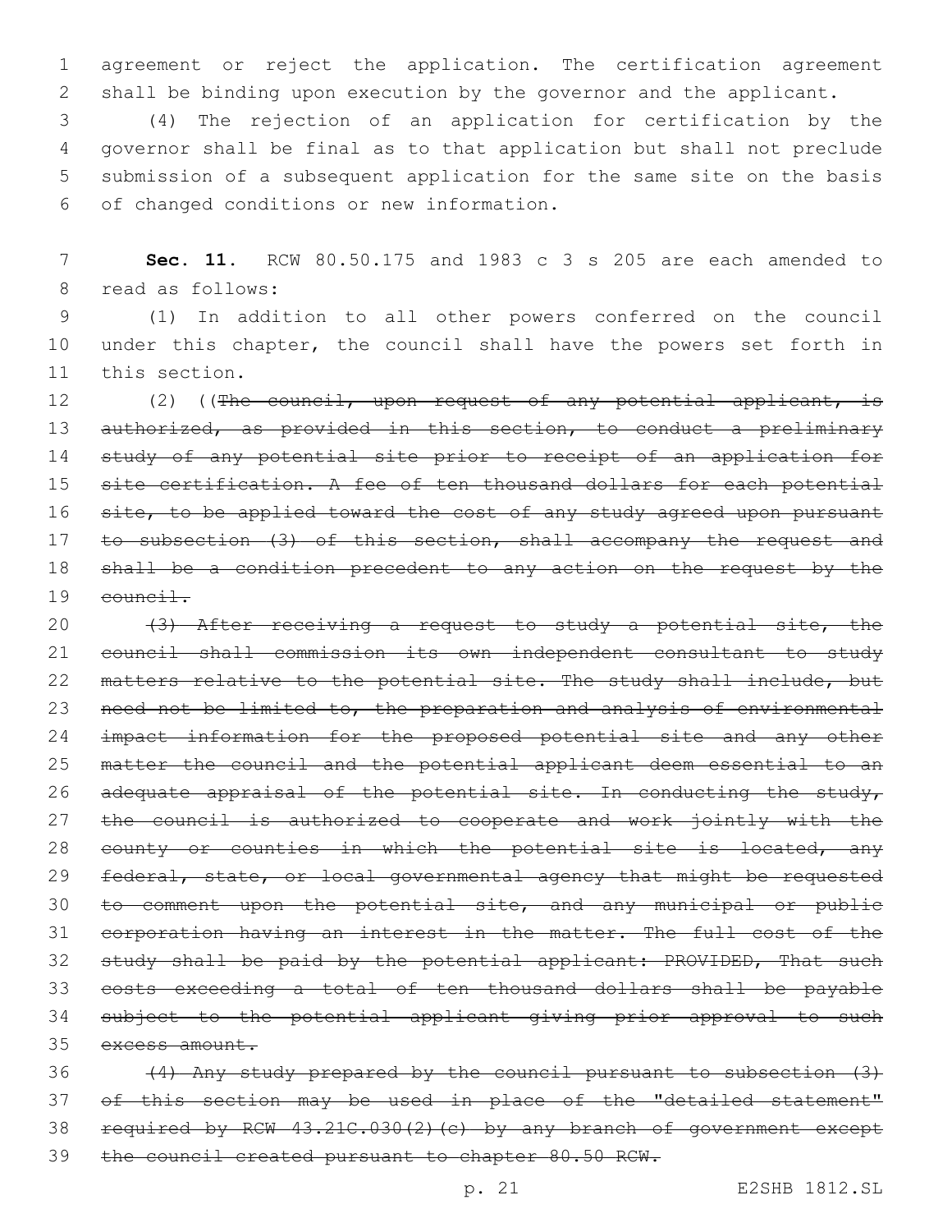agreement or reject the application. The certification agreement shall be binding upon execution by the governor and the applicant.

(4) The rejection of an application for certification by the governor shall be final as to that application but shall not preclude submission of a subsequent application for the same site on the basis of changed conditions or new information.

**Sec. 11.** RCW 80.50.175 and 1983 c 3 s 205 are each amended to read as follows:

(1) In addition to all other powers conferred on the council under this chapter, the council shall have the powers set forth in this section.

(2) ((~~The council, upon request of any potential applicant, is authorized, as provided in this section, to conduct a preliminary study of any potential site prior to receipt of an application for site certification. A fee of ten thousand dollars for each potential site, to be applied toward the cost of any study agreed upon pursuant to subsection (3) of this section, shall accompany the request and shall be a condition precedent to any action on the request by the council.~~

~~(3) After receiving a request to study a potential site, the council shall commission its own independent consultant to study matters relative to the potential site. The study shall include, but need not be limited to, the preparation and analysis of environmental impact information for the proposed potential site and any other matter the council and the potential applicant deem essential to an adequate appraisal of the potential site. In conducting the study, the council is authorized to cooperate and work jointly with the county or counties in which the potential site is located, any federal, state, or local governmental agency that might be requested to comment upon the potential site, and any municipal or public corporation having an interest in the matter. The full cost of the study shall be paid by the potential applicant: PROVIDED, That such costs exceeding a total of ten thousand dollars shall be payable subject to the potential applicant giving prior approval to such excess amount.~~

~~(4) Any study prepared by the council pursuant to subsection (3) of this section may be used in place of the "detailed statement" required by RCW 43.21C.030(2)(c) by any branch of government except the council created pursuant to chapter 80.50 RCW.~~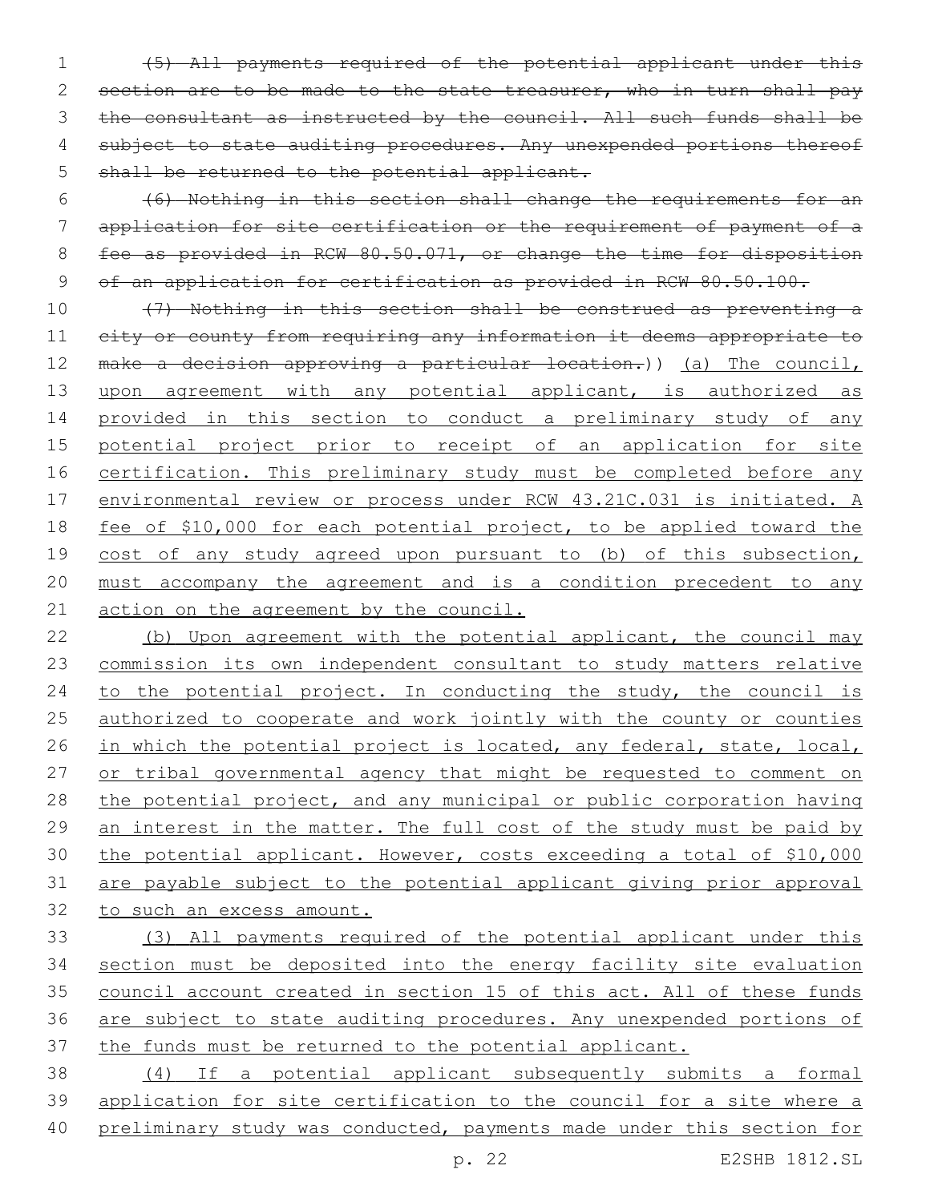~~(5) All payments required of the potential applicant under this section are to be made to the state treasurer, who in turn shall pay the consultant as instructed by the council. All such funds shall be subject to state auditing procedures. Any unexpended portions thereof shall be returned to the potential applicant.~~

~~(6) Nothing in this section shall change the requirements for an application for site certification or the requirement of payment of a fee as provided in RCW 80.50.071, or change the time for disposition of an application for certification as provided in RCW 80.50.100.~~

~~(7) Nothing in this section shall be construed as preventing a city or county from requiring any information it deems appropriate to make a decision approving a particular location.~~)) <u>(a) The council, upon agreement with any potential applicant, is authorized as provided in this section to conduct a preliminary study of any potential project prior to receipt of an application for site certification. This preliminary study must be completed before any environmental review or process under RCW 43.21C.031 is initiated. A fee of $10,000 for each potential project, to be applied toward the cost of any study agreed upon pursuant to (b) of this subsection, must accompany the agreement and is a condition precedent to any action on the agreement by the council.</u>

<u>(b) Upon agreement with the potential applicant, the council may commission its own independent consultant to study matters relative to the potential project. In conducting the study, the council is authorized to cooperate and work jointly with the county or counties in which the potential project is located, any federal, state, local, or tribal governmental agency that might be requested to comment on the potential project, and any municipal or public corporation having an interest in the matter. The full cost of the study must be paid by the potential applicant. However, costs exceeding a total of $10,000 are payable subject to the potential applicant giving prior approval to such an excess amount.</u>

<u>(3) All payments required of the potential applicant under this section must be deposited into the energy facility site evaluation council account created in section 15 of this act. All of these funds are subject to state auditing procedures. Any unexpended portions of the funds must be returned to the potential applicant.</u>

<u>(4) If a potential applicant subsequently submits a formal application for site certification to the council for a site where a preliminary study was conducted, payments made under this section for</u>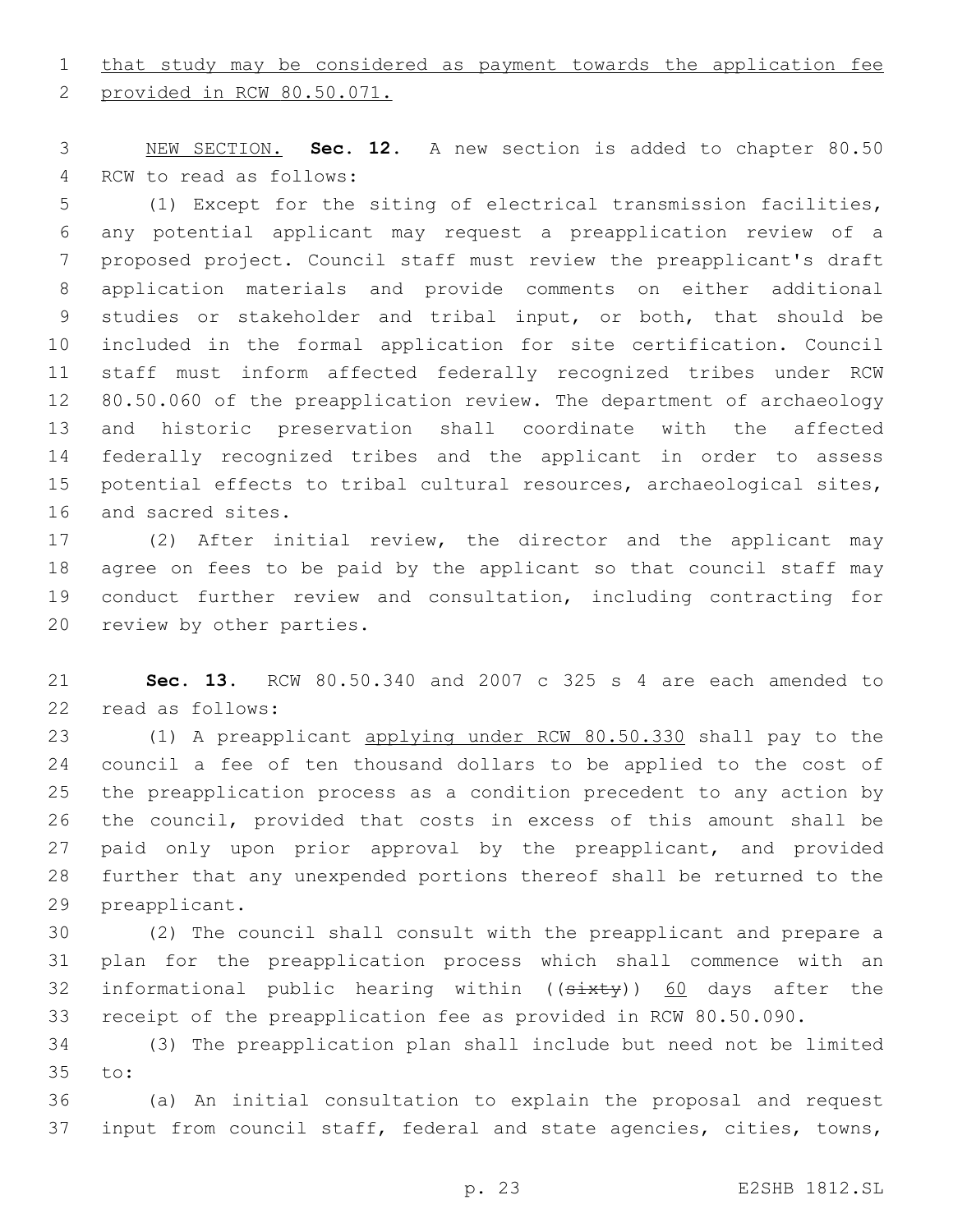<u>that study may be considered as payment towards the application fee provided in RCW 80.50.071.</u>

<u>NEW SECTION.</u> **Sec. 12.** A new section is added to chapter 80.50 RCW to read as follows:

(1) Except for the siting of electrical transmission facilities, any potential applicant may request a preapplication review of a proposed project. Council staff must review the preapplicant's draft application materials and provide comments on either additional studies or stakeholder and tribal input, or both, that should be included in the formal application for site certification. Council staff must inform affected federally recognized tribes under RCW 80.50.060 of the preapplication review. The department of archaeology and historic preservation shall coordinate with the affected federally recognized tribes and the applicant in order to assess potential effects to tribal cultural resources, archaeological sites, and sacred sites.

(2) After initial review, the director and the applicant may agree on fees to be paid by the applicant so that council staff may conduct further review and consultation, including contracting for review by other parties.

**Sec. 13.** RCW 80.50.340 and 2007 c 325 s 4 are each amended to read as follows:

(1) A preapplicant <u>applying under RCW 80.50.330</u> shall pay to the council a fee of ten thousand dollars to be applied to the cost of the preapplication process as a condition precedent to any action by the council, provided that costs in excess of this amount shall be paid only upon prior approval by the preapplicant, and provided further that any unexpended portions thereof shall be returned to the preapplicant.

(2) The council shall consult with the preapplicant and prepare a plan for the preapplication process which shall commence with an informational public hearing within ((~~sixty~~)) <u>60</u> days after the receipt of the preapplication fee as provided in RCW 80.50.090.

(3) The preapplication plan shall include but need not be limited to:

(a) An initial consultation to explain the proposal and request input from council staff, federal and state agencies, cities, towns,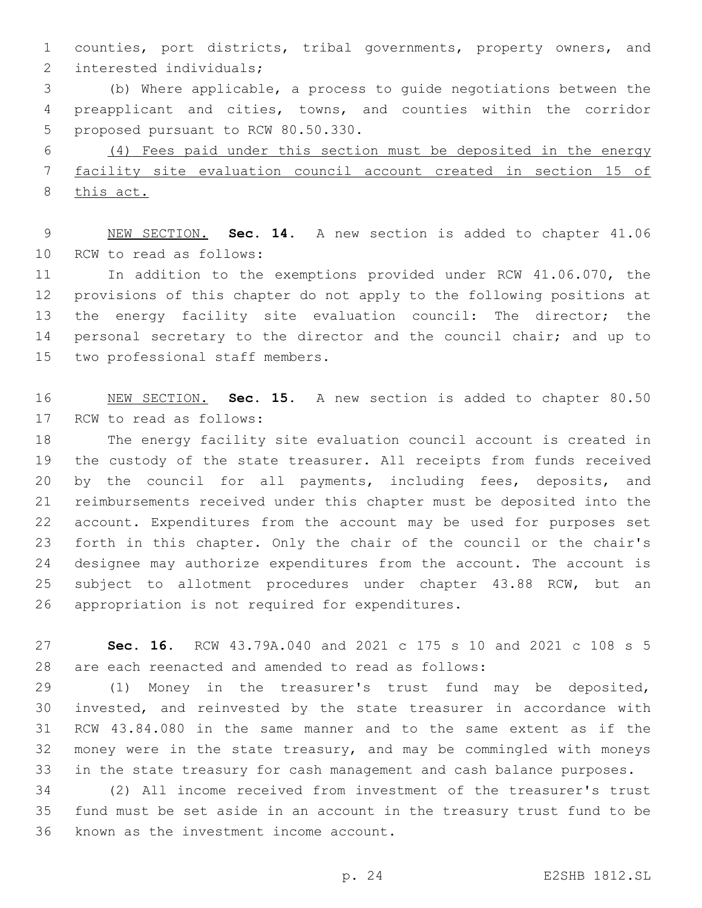counties, port districts, tribal governments, property owners, and interested individuals;

(b) Where applicable, a process to guide negotiations between the preapplicant and cities, towns, and counties within the corridor proposed pursuant to RCW 80.50.330.

<u>(4) Fees paid under this section must be deposited in the energy facility site evaluation council account created in section 15 of this act.</u>

<u>NEW SECTION.</u> **Sec. 14.** A new section is added to chapter 41.06 RCW to read as follows:

In addition to the exemptions provided under RCW 41.06.070, the provisions of this chapter do not apply to the following positions at the energy facility site evaluation council: The director; the personal secretary to the director and the council chair; and up to two professional staff members.

<u>NEW SECTION.</u> **Sec. 15.** A new section is added to chapter 80.50 RCW to read as follows:

The energy facility site evaluation council account is created in the custody of the state treasurer. All receipts from funds received by the council for all payments, including fees, deposits, and reimbursements received under this chapter must be deposited into the account. Expenditures from the account may be used for purposes set forth in this chapter. Only the chair of the council or the chair's designee may authorize expenditures from the account. The account is subject to allotment procedures under chapter 43.88 RCW, but an appropriation is not required for expenditures.

**Sec. 16.** RCW 43.79A.040 and 2021 c 175 s 10 and 2021 c 108 s 5 are each reenacted and amended to read as follows:

(1) Money in the treasurer's trust fund may be deposited, invested, and reinvested by the state treasurer in accordance with RCW 43.84.080 in the same manner and to the same extent as if the money were in the state treasury, and may be commingled with moneys in the state treasury for cash management and cash balance purposes.

(2) All income received from investment of the treasurer's trust fund must be set aside in an account in the treasury trust fund to be known as the investment income account.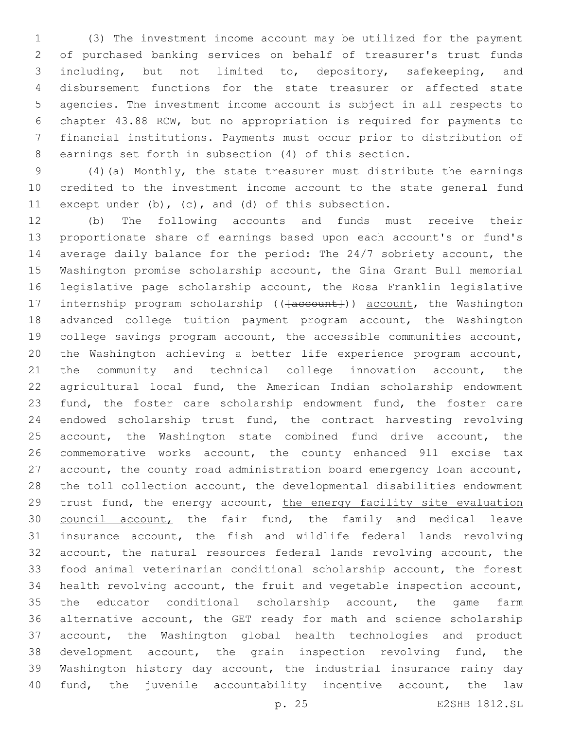(3) The investment income account may be utilized for the payment of purchased banking services on behalf of treasurer's trust funds including, but not limited to, depository, safekeeping, and disbursement functions for the state treasurer or affected state agencies. The investment income account is subject in all respects to chapter 43.88 RCW, but no appropriation is required for payments to financial institutions. Payments must occur prior to distribution of earnings set forth in subsection (4) of this section.

(4)(a) Monthly, the state treasurer must distribute the earnings credited to the investment income account to the state general fund except under (b), (c), and (d) of this subsection.

(b) The following accounts and funds must receive their proportionate share of earnings based upon each account's or fund's average daily balance for the period: The 24/7 sobriety account, the Washington promise scholarship account, the Gina Grant Bull memorial legislative page scholarship account, the Rosa Franklin legislative internship program scholarship ((~~[account]~~)) account, the Washington advanced college tuition payment program account, the Washington college savings program account, the accessible communities account, the Washington achieving a better life experience program account, the community and technical college innovation account, the agricultural local fund, the American Indian scholarship endowment fund, the foster care scholarship endowment fund, the foster care endowed scholarship trust fund, the contract harvesting revolving account, the Washington state combined fund drive account, the commemorative works account, the county enhanced 911 excise tax account, the county road administration board emergency loan account, the toll collection account, the developmental disabilities endowment trust fund, the energy account, the energy facility site evaluation council account, the fair fund, the family and medical leave insurance account, the fish and wildlife federal lands revolving account, the natural resources federal lands revolving account, the food animal veterinarian conditional scholarship account, the forest health revolving account, the fruit and vegetable inspection account, the educator conditional scholarship account, the game farm alternative account, the GET ready for math and science scholarship account, the Washington global health technologies and product development account, the grain inspection revolving fund, the Washington history day account, the industrial insurance rainy day fund, the juvenile accountability incentive account, the law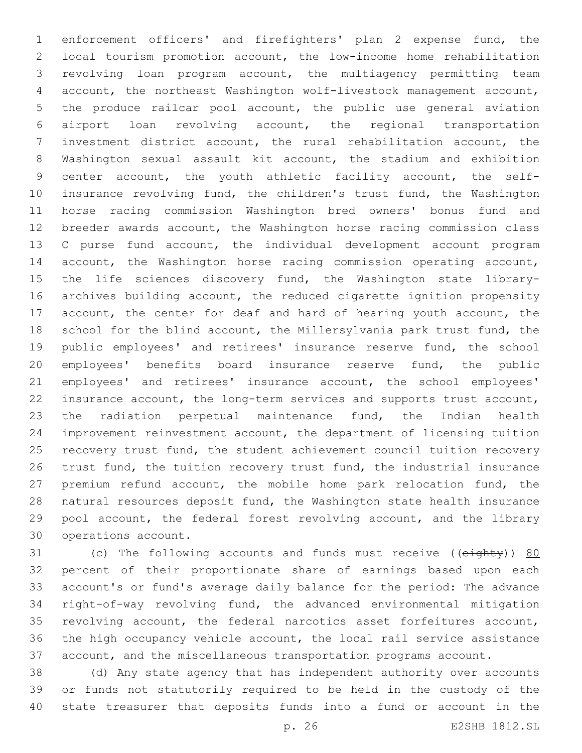enforcement officers' and firefighters' plan 2 expense fund, the local tourism promotion account, the low-income home rehabilitation revolving loan program account, the multiagency permitting team account, the northeast Washington wolf-livestock management account, the produce railcar pool account, the public use general aviation airport loan revolving account, the regional transportation investment district account, the rural rehabilitation account, the Washington sexual assault kit account, the stadium and exhibition center account, the youth athletic facility account, the self-insurance revolving fund, the children's trust fund, the Washington horse racing commission Washington bred owners' bonus fund and breeder awards account, the Washington horse racing commission class C purse fund account, the individual development account program account, the Washington horse racing commission operating account, the life sciences discovery fund, the Washington state library-archives building account, the reduced cigarette ignition propensity account, the center for deaf and hard of hearing youth account, the school for the blind account, the Millersylvania park trust fund, the public employees' and retirees' insurance reserve fund, the school employees' benefits board insurance reserve fund, the public employees' and retirees' insurance account, the school employees' insurance account, the long-term services and supports trust account, the radiation perpetual maintenance fund, the Indian health improvement reinvestment account, the department of licensing tuition recovery trust fund, the student achievement council tuition recovery trust fund, the tuition recovery trust fund, the industrial insurance premium refund account, the mobile home park relocation fund, the natural resources deposit fund, the Washington state health insurance pool account, the federal forest revolving account, and the library operations account.

(c) The following accounts and funds must receive ((~~eighty~~)) <u>80</u> percent of their proportionate share of earnings based upon each account's or fund's average daily balance for the period: The advance right-of-way revolving fund, the advanced environmental mitigation revolving account, the federal narcotics asset forfeitures account, the high occupancy vehicle account, the local rail service assistance account, and the miscellaneous transportation programs account.

(d) Any state agency that has independent authority over accounts or funds not statutorily required to be held in the custody of the state treasurer that deposits funds into a fund or account in the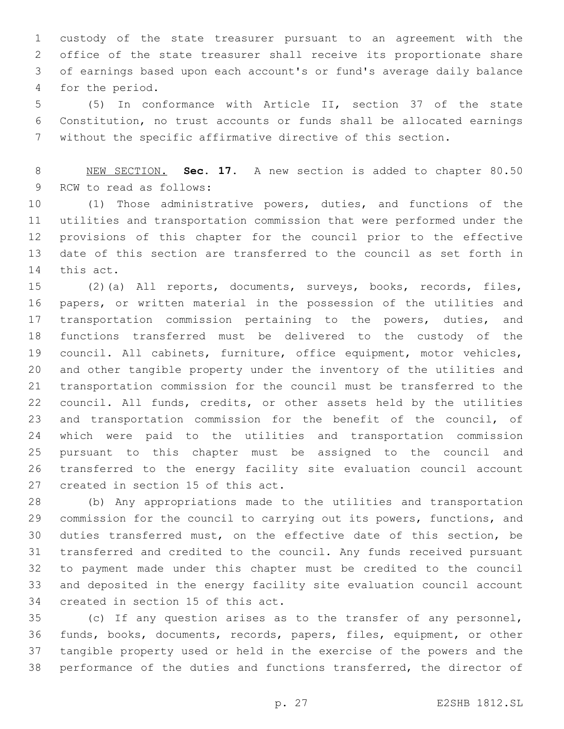custody of the state treasurer pursuant to an agreement with the office of the state treasurer shall receive its proportionate share of earnings based upon each account's or fund's average daily balance for the period.

(5) In conformance with Article II, section 37 of the state Constitution, no trust accounts or funds shall be allocated earnings without the specific affirmative directive of this section.

NEW SECTION. **Sec. 17.** A new section is added to chapter 80.50 RCW to read as follows:

(1) Those administrative powers, duties, and functions of the utilities and transportation commission that were performed under the provisions of this chapter for the council prior to the effective date of this section are transferred to the council as set forth in this act.

(2)(a) All reports, documents, surveys, books, records, files, papers, or written material in the possession of the utilities and transportation commission pertaining to the powers, duties, and functions transferred must be delivered to the custody of the council. All cabinets, furniture, office equipment, motor vehicles, and other tangible property under the inventory of the utilities and transportation commission for the council must be transferred to the council. All funds, credits, or other assets held by the utilities and transportation commission for the benefit of the council, of which were paid to the utilities and transportation commission pursuant to this chapter must be assigned to the council and transferred to the energy facility site evaluation council account created in section 15 of this act.

(b) Any appropriations made to the utilities and transportation commission for the council to carrying out its powers, functions, and duties transferred must, on the effective date of this section, be transferred and credited to the council. Any funds received pursuant to payment made under this chapter must be credited to the council and deposited in the energy facility site evaluation council account created in section 15 of this act.

(c) If any question arises as to the transfer of any personnel, funds, books, documents, records, papers, files, equipment, or other tangible property used or held in the exercise of the powers and the performance of the duties and functions transferred, the director of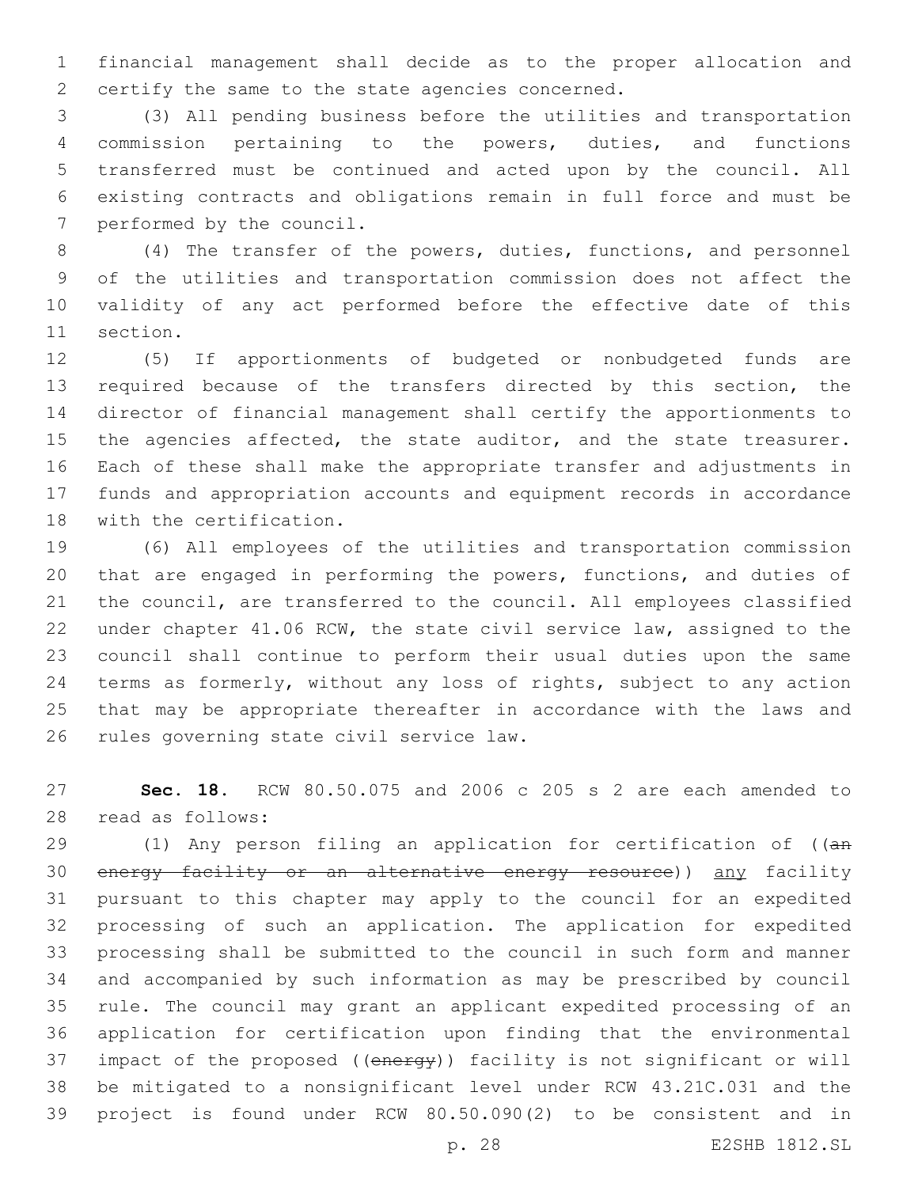financial management shall decide as to the proper allocation and certify the same to the state agencies concerned.

(3) All pending business before the utilities and transportation commission pertaining to the powers, duties, and functions transferred must be continued and acted upon by the council. All existing contracts and obligations remain in full force and must be performed by the council.

(4) The transfer of the powers, duties, functions, and personnel of the utilities and transportation commission does not affect the validity of any act performed before the effective date of this section.

(5) If apportionments of budgeted or nonbudgeted funds are required because of the transfers directed by this section, the director of financial management shall certify the apportionments to the agencies affected, the state auditor, and the state treasurer. Each of these shall make the appropriate transfer and adjustments in funds and appropriation accounts and equipment records in accordance with the certification.

(6) All employees of the utilities and transportation commission that are engaged in performing the powers, functions, and duties of the council, are transferred to the council. All employees classified under chapter 41.06 RCW, the state civil service law, assigned to the council shall continue to perform their usual duties upon the same terms as formerly, without any loss of rights, subject to any action that may be appropriate thereafter in accordance with the laws and rules governing state civil service law.

**Sec. 18.** RCW 80.50.075 and 2006 c 205 s 2 are each amended to read as follows:

(1) Any person filing an application for certification of ((~~an energy facility or an alternative energy resource~~)) any facility pursuant to this chapter may apply to the council for an expedited processing of such an application. The application for expedited processing shall be submitted to the council in such form and manner and accompanied by such information as may be prescribed by council rule. The council may grant an applicant expedited processing of an application for certification upon finding that the environmental impact of the proposed ((~~energy~~)) facility is not significant or will be mitigated to a nonsignificant level under RCW 43.21C.031 and the project is found under RCW 80.50.090(2) to be consistent and in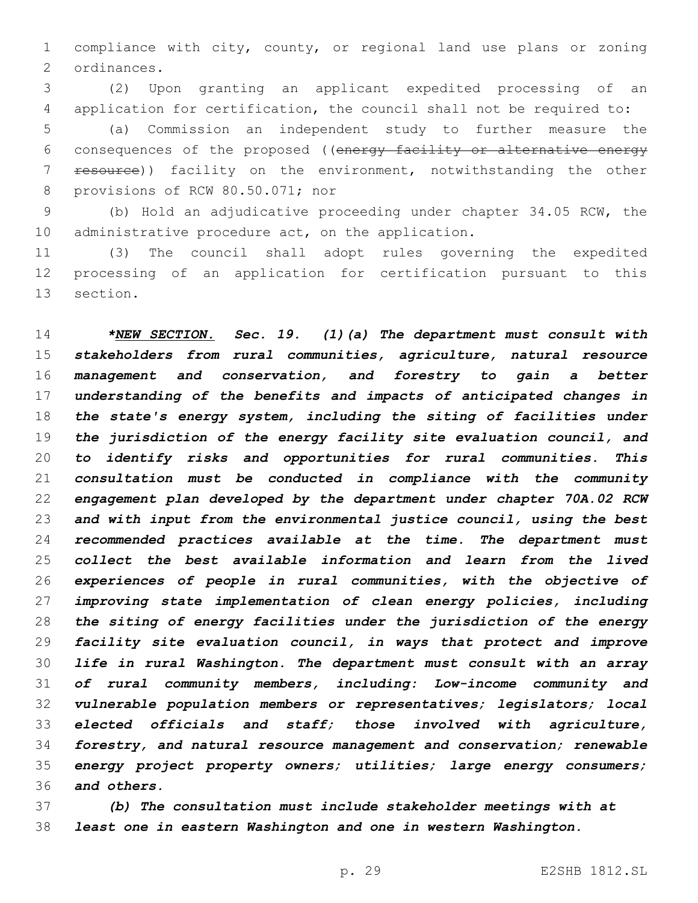compliance with city, county, or regional land use plans or zoning ordinances.

(2) Upon granting an applicant expedited processing of an application for certification, the council shall not be required to:

(a) Commission an independent study to further measure the consequences of the proposed ((~~energy facility or alternative energy resource~~)) facility on the environment, notwithstanding the other provisions of RCW 80.50.071; nor

(b) Hold an adjudicative proceeding under chapter 34.05 RCW, the administrative procedure act, on the application.

(3) The council shall adopt rules governing the expedited processing of an application for certification pursuant to this section.

***NEW SECTION.*** ***Sec. 19.*** ***(1)(a) The department must consult with stakeholders from rural communities, agriculture, natural resource management and conservation, and forestry to gain a better understanding of the benefits and impacts of anticipated changes in the state's energy system, including the siting of facilities under the jurisdiction of the energy facility site evaluation council, and to identify risks and opportunities for rural communities. This consultation must be conducted in compliance with the community engagement plan developed by the department under chapter 70A.02 RCW and with input from the environmental justice council, using the best recommended practices available at the time. The department must collect the best available information and learn from the lived experiences of people in rural communities, with the objective of improving state implementation of clean energy policies, including the siting of energy facilities under the jurisdiction of the energy facility site evaluation council, in ways that protect and improve life in rural Washington. The department must consult with an array of rural community members, including: Low-income community and vulnerable population members or representatives; legislators; local elected officials and staff; those involved with agriculture, forestry, and natural resource management and conservation; renewable energy project property owners; utilities; large energy consumers; and others.***

***(b) The consultation must include stakeholder meetings with at least one in eastern Washington and one in western Washington.***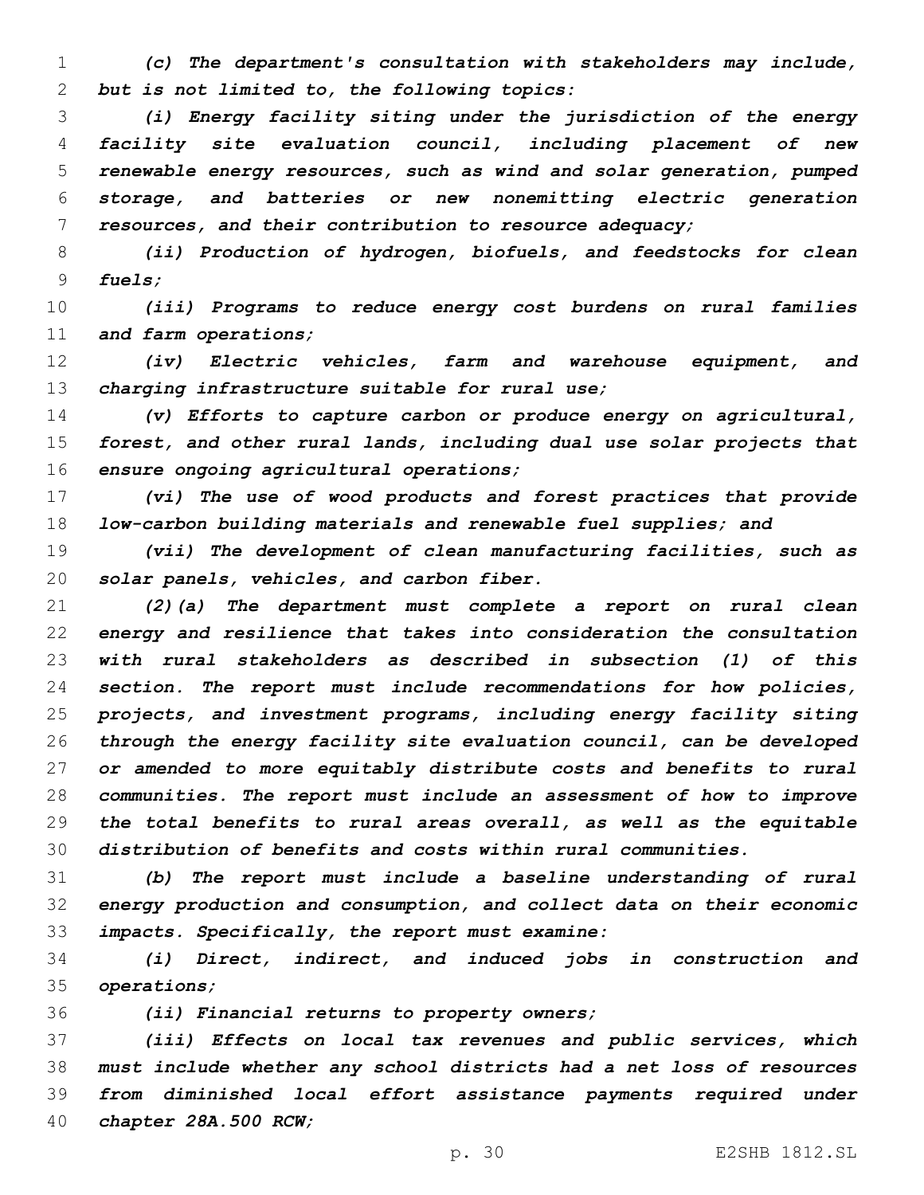*(c) The department's consultation with stakeholders may include, but is not limited to, the following topics:*

*(i) Energy facility siting under the jurisdiction of the energy facility site evaluation council, including placement of new renewable energy resources, such as wind and solar generation, pumped storage, and batteries or new nonemitting electric generation resources, and their contribution to resource adequacy;*

*(ii) Production of hydrogen, biofuels, and feedstocks for clean fuels;*

*(iii) Programs to reduce energy cost burdens on rural families and farm operations;*

*(iv) Electric vehicles, farm and warehouse equipment, and charging infrastructure suitable for rural use;*

*(v) Efforts to capture carbon or produce energy on agricultural, forest, and other rural lands, including dual use solar projects that ensure ongoing agricultural operations;*

*(vi) The use of wood products and forest practices that provide low-carbon building materials and renewable fuel supplies; and*

*(vii) The development of clean manufacturing facilities, such as solar panels, vehicles, and carbon fiber.*

*(2)(a) The department must complete a report on rural clean energy and resilience that takes into consideration the consultation with rural stakeholders as described in subsection (1) of this section. The report must include recommendations for how policies, projects, and investment programs, including energy facility siting through the energy facility site evaluation council, can be developed or amended to more equitably distribute costs and benefits to rural communities. The report must include an assessment of how to improve the total benefits to rural areas overall, as well as the equitable distribution of benefits and costs within rural communities.*

*(b) The report must include a baseline understanding of rural energy production and consumption, and collect data on their economic impacts. Specifically, the report must examine:*

*(i) Direct, indirect, and induced jobs in construction and operations;*

*(ii) Financial returns to property owners;*

*(iii) Effects on local tax revenues and public services, which must include whether any school districts had a net loss of resources from diminished local effort assistance payments required under chapter 28A.500 RCW;*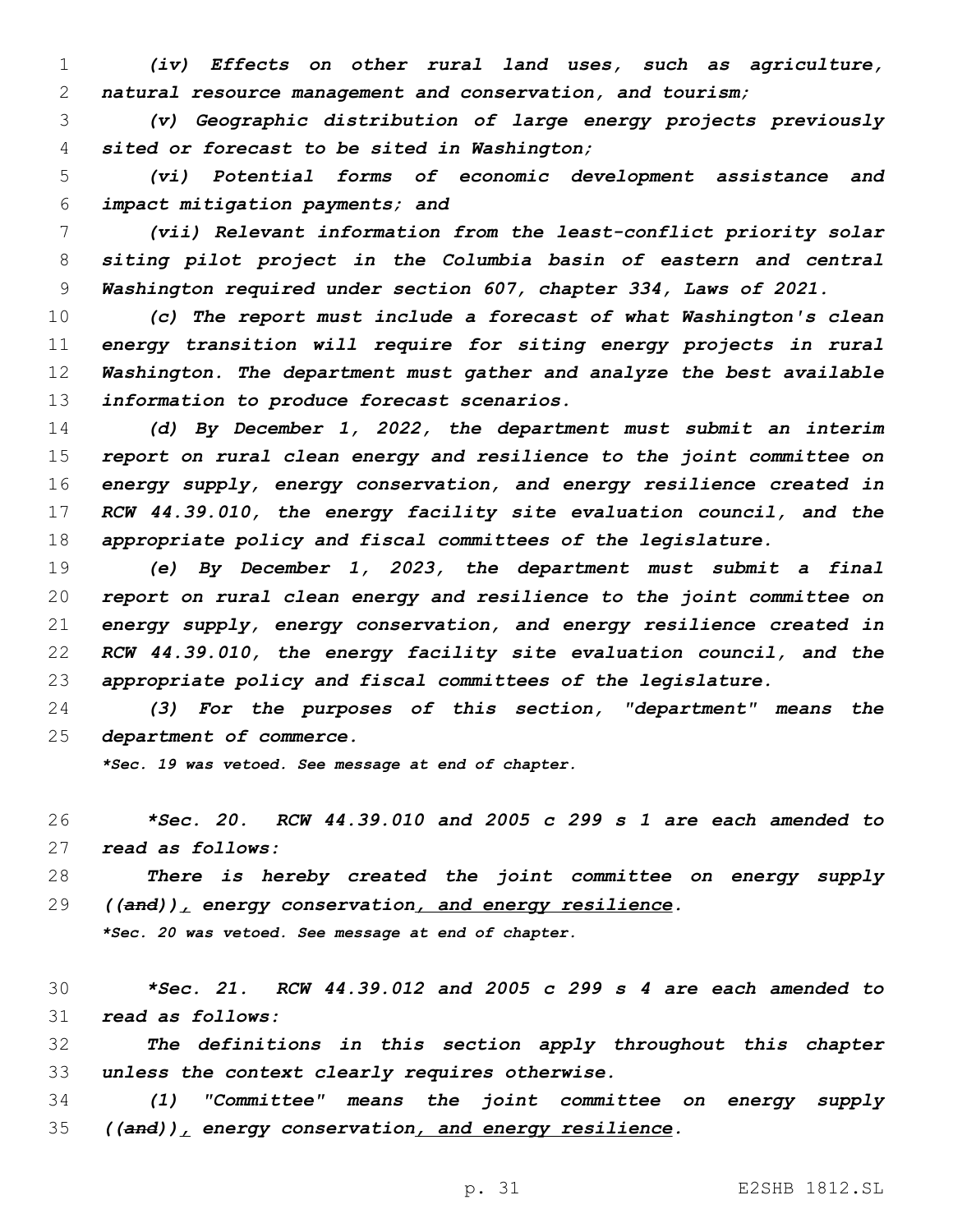*(iv) Effects on other rural land uses, such as agriculture, natural resource management and conservation, and tourism;*

*(v) Geographic distribution of large energy projects previously sited or forecast to be sited in Washington;*

*(vi) Potential forms of economic development assistance and impact mitigation payments; and*

*(vii) Relevant information from the least-conflict priority solar siting pilot project in the Columbia basin of eastern and central Washington required under section 607, chapter 334, Laws of 2021.*

*(c) The report must include a forecast of what Washington's clean energy transition will require for siting energy projects in rural Washington. The department must gather and analyze the best available information to produce forecast scenarios.*

*(d) By December 1, 2022, the department must submit an interim report on rural clean energy and resilience to the joint committee on energy supply, energy conservation, and energy resilience created in RCW 44.39.010, the energy facility site evaluation council, and the appropriate policy and fiscal committees of the legislature.*

*(e) By December 1, 2023, the department must submit a final report on rural clean energy and resilience to the joint committee on energy supply, energy conservation, and energy resilience created in RCW 44.39.010, the energy facility site evaluation council, and the appropriate policy and fiscal committees of the legislature.*

*(3) For the purposes of this section, "department" means the department of commerce.*

*\*Sec. 19 was vetoed. See message at end of chapter.*

*\*Sec. 20. RCW 44.39.010 and 2005 c 299 s 1 are each amended to read as follows:*

*There is hereby created the joint committee on energy supply ((~~and~~)), energy conservation, and energy resilience.*

*\*Sec. 20 was vetoed. See message at end of chapter.*

*\*Sec. 21. RCW 44.39.012 and 2005 c 299 s 4 are each amended to read as follows:*

*The definitions in this section apply throughout this chapter unless the context clearly requires otherwise.*

*(1) "Committee" means the joint committee on energy supply ((~~and~~)), energy conservation, and energy resilience.*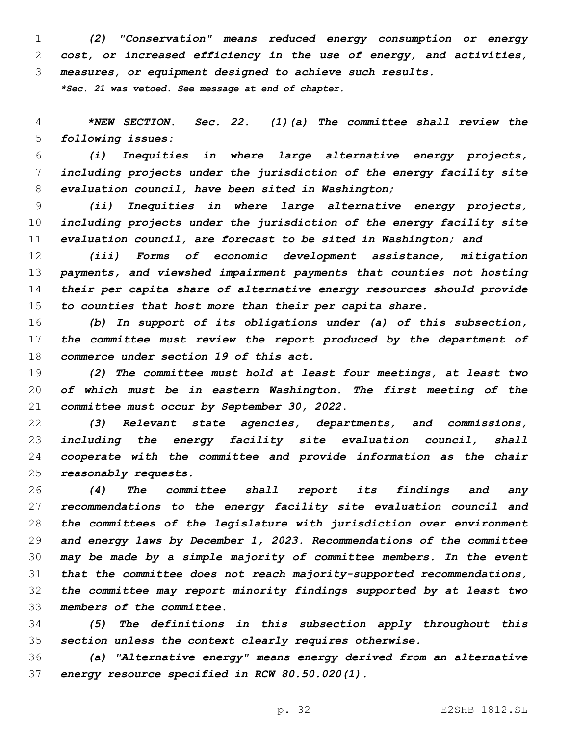*(2) "Conservation" means reduced energy consumption or energy cost, or increased efficiency in the use of energy, and activities, measures, or equipment designed to achieve such results.*

***Sec. 21 was vetoed. See message at end of chapter.***

**\*<u>NEW SECTION.</u>** ***Sec. 22.*** *(1)(a) The committee shall review the following issues:*

*(i) Inequities in where large alternative energy projects, including projects under the jurisdiction of the energy facility site evaluation council, have been sited in Washington;*

*(ii) Inequities in where large alternative energy projects, including projects under the jurisdiction of the energy facility site evaluation council, are forecast to be sited in Washington; and*

*(iii) Forms of economic development assistance, mitigation payments, and viewshed impairment payments that counties not hosting their per capita share of alternative energy resources should provide to counties that host more than their per capita share.*

*(b) In support of its obligations under (a) of this subsection, the committee must review the report produced by the department of commerce under section 19 of this act.*

*(2) The committee must hold at least four meetings, at least two of which must be in eastern Washington. The first meeting of the committee must occur by September 30, 2022.*

*(3) Relevant state agencies, departments, and commissions, including the energy facility site evaluation council, shall cooperate with the committee and provide information as the chair reasonably requests.*

*(4) The committee shall report its findings and any recommendations to the energy facility site evaluation council and the committees of the legislature with jurisdiction over environment and energy laws by December 1, 2023. Recommendations of the committee may be made by a simple majority of committee members. In the event that the committee does not reach majority-supported recommendations, the committee may report minority findings supported by at least two members of the committee.*

*(5) The definitions in this subsection apply throughout this section unless the context clearly requires otherwise.*

*(a) "Alternative energy" means energy derived from an alternative energy resource specified in RCW 80.50.020(1).*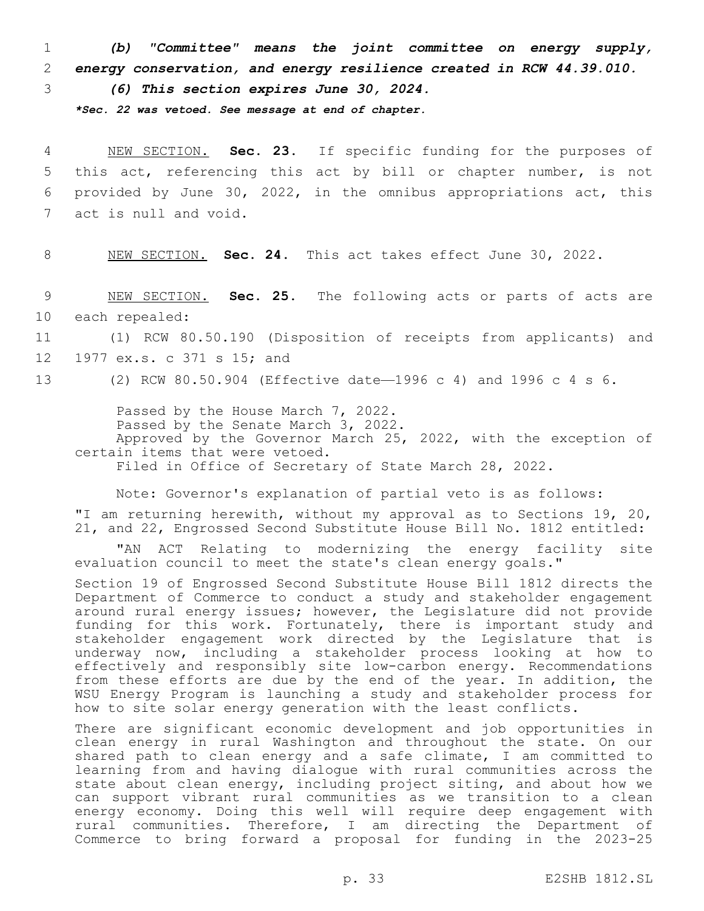***(b) "Committee" means the joint committee on energy supply, energy conservation, and energy resilience created in RCW 44.39.010.***

***(6) This section expires June 30, 2024.***

****Sec. 22 was vetoed. See message at end of chapter.***

NEW SECTION. **Sec. 23.** If specific funding for the purposes of this act, referencing this act by bill or chapter number, is not provided by June 30, 2022, in the omnibus appropriations act, this act is null and void.

NEW SECTION. **Sec. 24.** This act takes effect June 30, 2022.

NEW SECTION. **Sec. 25.** The following acts or parts of acts are each repealed:

(1) RCW 80.50.190 (Disposition of receipts from applicants) and 1977 ex.s. c 371 s 15; and

(2) RCW 80.50.904 (Effective date—1996 c 4) and 1996 c 4 s 6.

Passed by the House March 7, 2022.
Passed by the Senate March 3, 2022.
Approved by the Governor March 25, 2022, with the exception of certain items that were vetoed.
Filed in Office of Secretary of State March 28, 2022.

Note: Governor's explanation of partial veto is as follows:

"I am returning herewith, without my approval as to Sections 19, 20, 21, and 22, Engrossed Second Substitute House Bill No. 1812 entitled:

"AN ACT Relating to modernizing the energy facility site evaluation council to meet the state's clean energy goals."

Section 19 of Engrossed Second Substitute House Bill 1812 directs the Department of Commerce to conduct a study and stakeholder engagement around rural energy issues; however, the Legislature did not provide funding for this work. Fortunately, there is important study and stakeholder engagement work directed by the Legislature that is underway now, including a stakeholder process looking at how to effectively and responsibly site low-carbon energy. Recommendations from these efforts are due by the end of the year. In addition, the WSU Energy Program is launching a study and stakeholder process for how to site solar energy generation with the least conflicts.

There are significant economic development and job opportunities in clean energy in rural Washington and throughout the state. On our shared path to clean energy and a safe climate, I am committed to learning from and having dialogue with rural communities across the state about clean energy, including project siting, and about how we can support vibrant rural communities as we transition to a clean energy economy. Doing this well will require deep engagement with rural communities. Therefore, I am directing the Department of Commerce to bring forward a proposal for funding in the 2023-25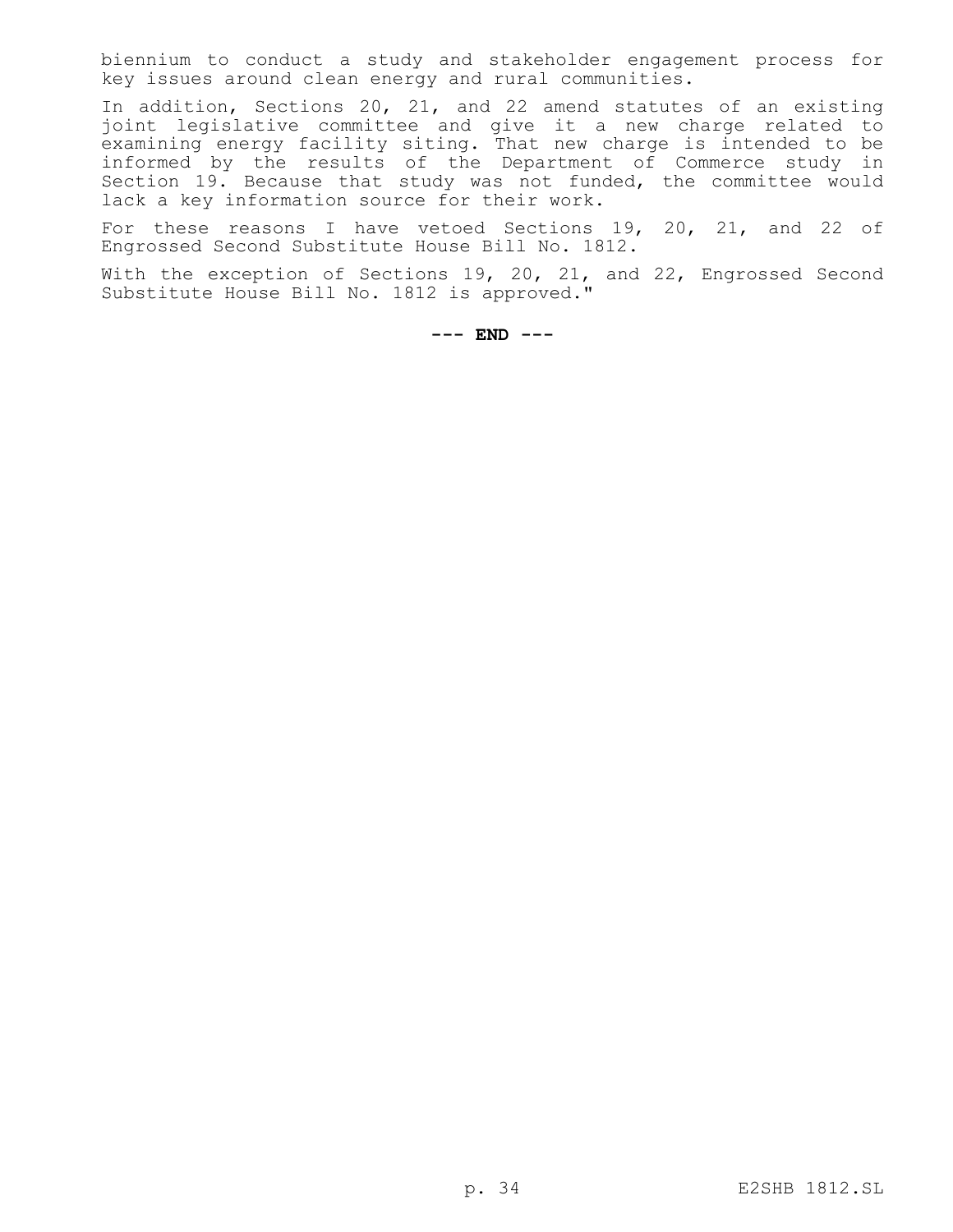biennium to conduct a study and stakeholder engagement process for key issues around clean energy and rural communities.

In addition, Sections 20, 21, and 22 amend statutes of an existing joint legislative committee and give it a new charge related to examining energy facility siting. That new charge is intended to be informed by the results of the Department of Commerce study in Section 19. Because that study was not funded, the committee would lack a key information source for their work.

For these reasons I have vetoed Sections 19, 20, 21, and 22 of Engrossed Second Substitute House Bill No. 1812.

With the exception of Sections 19, 20, 21, and 22, Engrossed Second Substitute House Bill No. 1812 is approved."

**--- END ---**